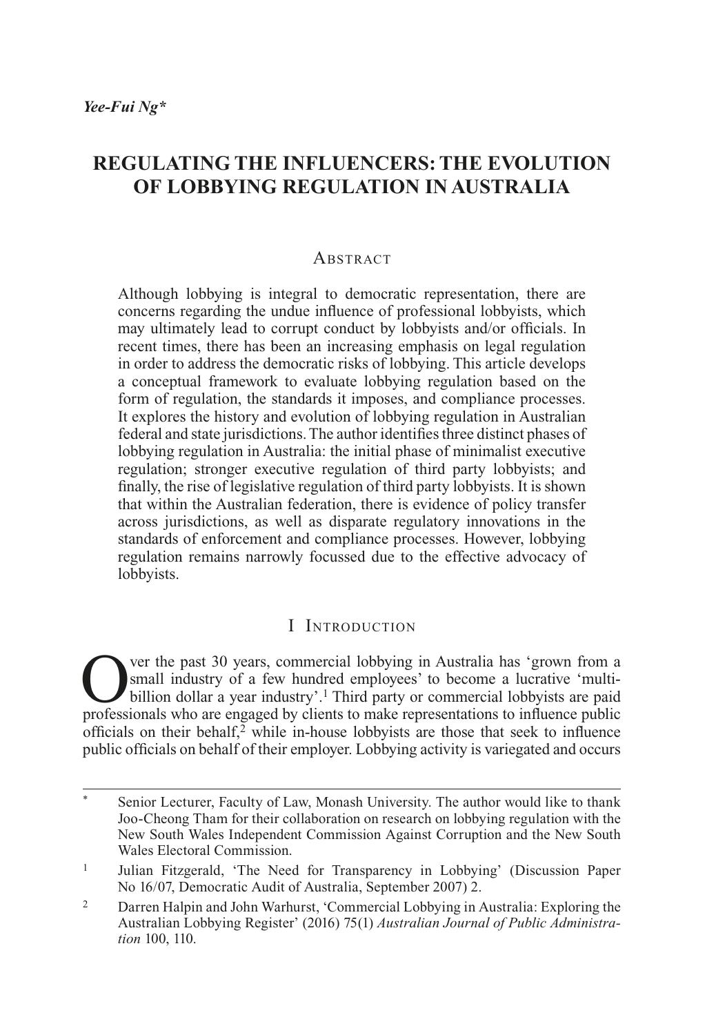*Yee-Fui Ng\**

# REGULATING THE INFLUENCERS: THE EVOLUTION OF LOBBYING REGULATION IN AUSTRALIA

## Abstract

Although lobbying is integral to democratic representation, there are concerns regarding the undue influence of professional lobbyists, which may ultimately lead to corrupt conduct by lobbyists and/or officials. In recent times, there has been an increasing emphasis on legal regulation in order to address the democratic risks of lobbying. This article develops a conceptual framework to evaluate lobbying regulation based on the form of regulation, the standards it imposes, and compliance processes. It explores the history and evolution of lobbying regulation in Australian federal and state jurisdictions. The author identifies three distinct phases of lobbying regulation in Australia: the initial phase of minimalist executive regulation; stronger executive regulation of third party lobbyists; and finally, the rise of legislative regulation of third party lobbyists. It is shown that within the Australian federation, there is evidence of policy transfer across jurisdictions, as well as disparate regulatory innovations in the standards of enforcement and compliance processes. However, lobbying regulation remains narrowly focussed due to the effective advocacy of lobbyists.

## I Introduction

Over the past 30 years, commercial lobbying in Australia has 'grown from a small industry of a few hundred employees' to become a lucrative 'multi-billion dollar a year industry'.[1] Third party or commercial lobbyists are paid professionals who are engaged by clients to make representations to influence public officials on their behalf,[2] while in-house lobbyists are those that seek to influence public officials on behalf of their employer. Lobbying activity is variegated and occurs

---

\* Senior Lecturer, Faculty of Law, Monash University. The author would like to thank Joo-Cheong Tham for their collaboration on research on lobbying regulation with the New South Wales Independent Commission Against Corruption and the New South Wales Electoral Commission.

[1] Julian Fitzgerald, 'The Need for Transparency in Lobbying' (Discussion Paper No 16/07, Democratic Audit of Australia, September 2007) 2.

[2] Darren Halpin and John Warhurst, 'Commercial Lobbying in Australia: Exploring the Australian Lobbying Register' (2016) 75(1) *Australian Journal of Public Administration* 100, 110.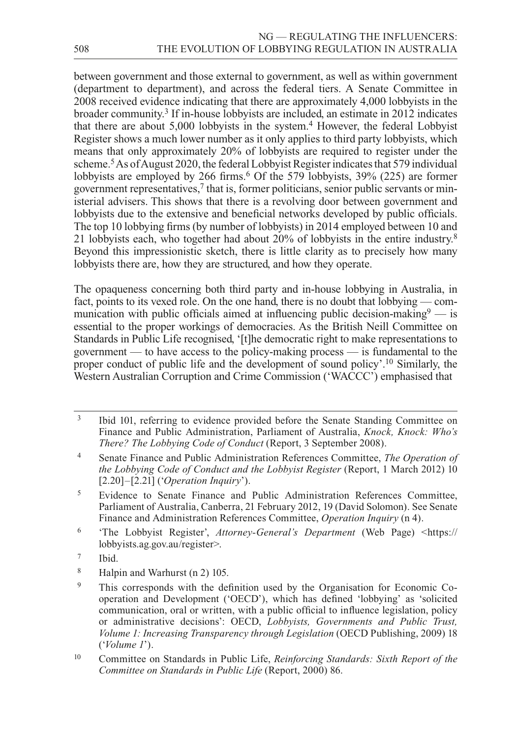between government and those external to government, as well as within government (department to department), and across the federal tiers. A Senate Committee in 2008 received evidence indicating that there are approximately 4,000 lobbyists in the broader community.[3] If in-house lobbyists are included, an estimate in 2012 indicates that there are about 5,000 lobbyists in the system.[4] However, the federal Lobbyist Register shows a much lower number as it only applies to third party lobbyists, which means that only approximately 20% of lobbyists are required to register under the scheme.[5] As of August 2020, the federal Lobbyist Register indicates that 579 individual lobbyists are employed by 266 firms.[6] Of the 579 lobbyists, 39% (225) are former government representatives,[7] that is, former politicians, senior public servants or ministerial advisers. This shows that there is a revolving door between government and lobbyists due to the extensive and beneficial networks developed by public officials. The top 10 lobbying firms (by number of lobbyists) in 2014 employed between 10 and 21 lobbyists each, who together had about 20% of lobbyists in the entire industry.[8] Beyond this impressionistic sketch, there is little clarity as to precisely how many lobbyists there are, how they are structured, and how they operate.

The opaqueness concerning both third party and in-house lobbying in Australia, in fact, points to its vexed role. On the one hand, there is no doubt that lobbying — communication with public officials aimed at influencing public decision-making[9] — is essential to the proper workings of democracies. As the British Neill Committee on Standards in Public Life recognised, '[t]he democratic right to make representations to government — to have access to the policy-making process — is fundamental to the proper conduct of public life and the development of sound policy'.[10] Similarly, the Western Australian Corruption and Crime Commission ('WACCC') emphasised that

---

[3] Ibid 101, referring to evidence provided before the Senate Standing Committee on Finance and Public Administration, Parliament of Australia, *Knock, Knock: Who's There? The Lobbying Code of Conduct* (Report, 3 September 2008).

[4] Senate Finance and Public Administration References Committee, *The Operation of the Lobbying Code of Conduct and the Lobbyist Register* (Report, 1 March 2012) 10 [2.20]–[2.21] ('*Operation Inquiry*').

[5] Evidence to Senate Finance and Public Administration References Committee, Parliament of Australia, Canberra, 21 February 2012, 19 (David Solomon). See Senate Finance and Administration References Committee, *Operation Inquiry* (n 4).

[6] 'The Lobbyist Register', *Attorney-General's Department* (Web Page) <https://lobbyists.ag.gov.au/register>.

[7] Ibid.

[8] Halpin and Warhurst (n 2) 105.

[9] This corresponds with the definition used by the Organisation for Economic Co-operation and Development ('OECD'), which has defined 'lobbying' as 'solicited communication, oral or written, with a public official to influence legislation, policy or administrative decisions': OECD, *Lobbyists, Governments and Public Trust, Volume 1: Increasing Transparency through Legislation* (OECD Publishing, 2009) 18 ('*Volume 1*').

[10] Committee on Standards in Public Life, *Reinforcing Standards: Sixth Report of the Committee on Standards in Public Life* (Report, 2000) 86.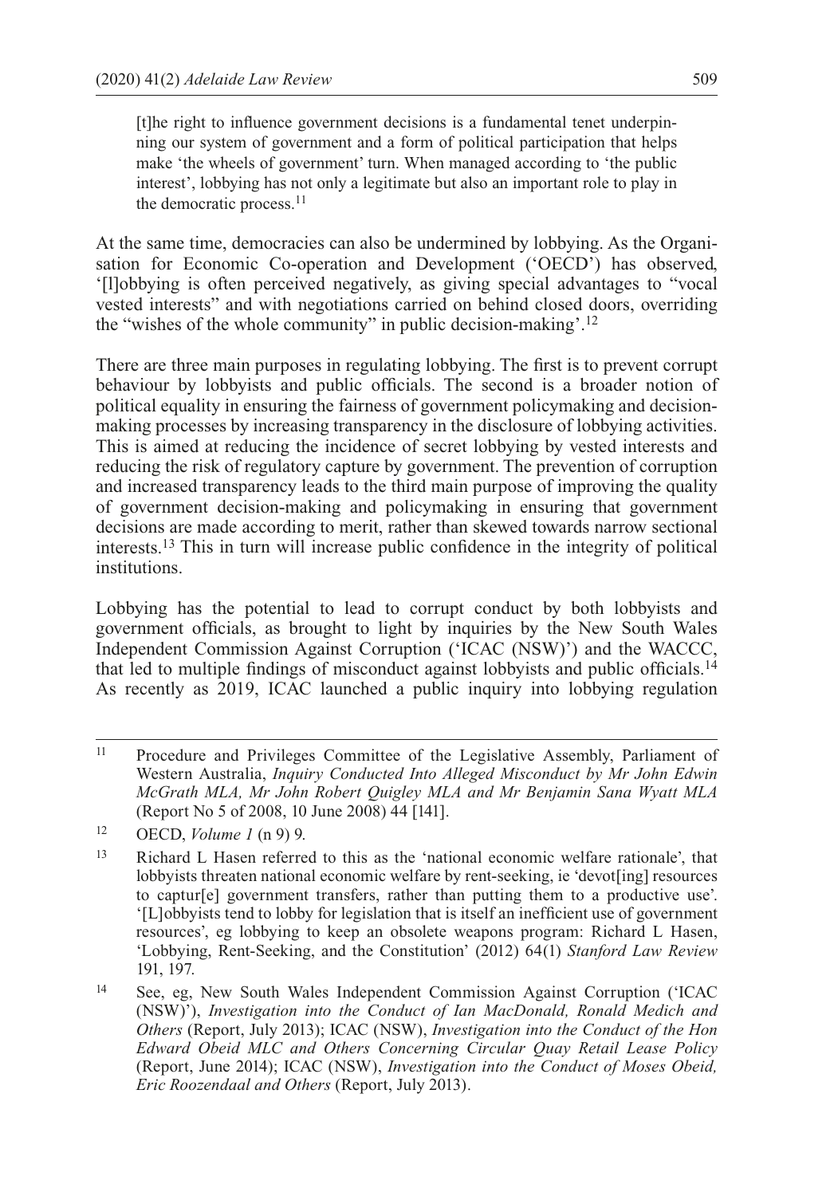> [t]he right to influence government decisions is a fundamental tenet underpinning our system of government and a form of political participation that helps make 'the wheels of government' turn. When managed according to 'the public interest', lobbying has not only a legitimate but also an important role to play in the democratic process.[11]

At the same time, democracies can also be undermined by lobbying. As the Organisation for Economic Co-operation and Development ('OECD') has observed, '[l]obbying is often perceived negatively, as giving special advantages to "vocal vested interests" and with negotiations carried on behind closed doors, overriding the "wishes of the whole community" in public decision-making'.[12]

There are three main purposes in regulating lobbying. The first is to prevent corrupt behaviour by lobbyists and public officials. The second is a broader notion of political equality in ensuring the fairness of government policymaking and decision-making processes by increasing transparency in the disclosure of lobbying activities. This is aimed at reducing the incidence of secret lobbying by vested interests and reducing the risk of regulatory capture by government. The prevention of corruption and increased transparency leads to the third main purpose of improving the quality of government decision-making and policymaking in ensuring that government decisions are made according to merit, rather than skewed towards narrow sectional interests.[13] This in turn will increase public confidence in the integrity of political institutions.

Lobbying has the potential to lead to corrupt conduct by both lobbyists and government officials, as brought to light by inquiries by the New South Wales Independent Commission Against Corruption ('ICAC (NSW)') and the WACCC, that led to multiple findings of misconduct against lobbyists and public officials.[14] As recently as 2019, ICAC launched a public inquiry into lobbying regulation

---

[11] Procedure and Privileges Committee of the Legislative Assembly, Parliament of Western Australia, *Inquiry Conducted Into Alleged Misconduct by Mr John Edwin McGrath MLA, Mr John Robert Quigley MLA and Mr Benjamin Sana Wyatt MLA* (Report No 5 of 2008, 10 June 2008) 44 [141].

[12] OECD, *Volume 1* (n 9) 9.

[13] Richard L Hasen referred to this as the 'national economic welfare rationale', that lobbyists threaten national economic welfare by rent-seeking, ie 'devot[ing] resources to captur[e] government transfers, rather than putting them to a productive use'. '[L]obbyists tend to lobby for legislation that is itself an inefficient use of government resources', eg lobbying to keep an obsolete weapons program: Richard L Hasen, 'Lobbying, Rent-Seeking, and the Constitution' (2012) 64(1) *Stanford Law Review* 191, 197.

[14] See, eg, New South Wales Independent Commission Against Corruption ('ICAC (NSW)'), *Investigation into the Conduct of Ian MacDonald, Ronald Medich and Others* (Report, July 2013); ICAC (NSW), *Investigation into the Conduct of the Hon Edward Obeid MLC and Others Concerning Circular Quay Retail Lease Policy* (Report, June 2014); ICAC (NSW), *Investigation into the Conduct of Moses Obeid, Eric Roozendaal and Others* (Report, July 2013).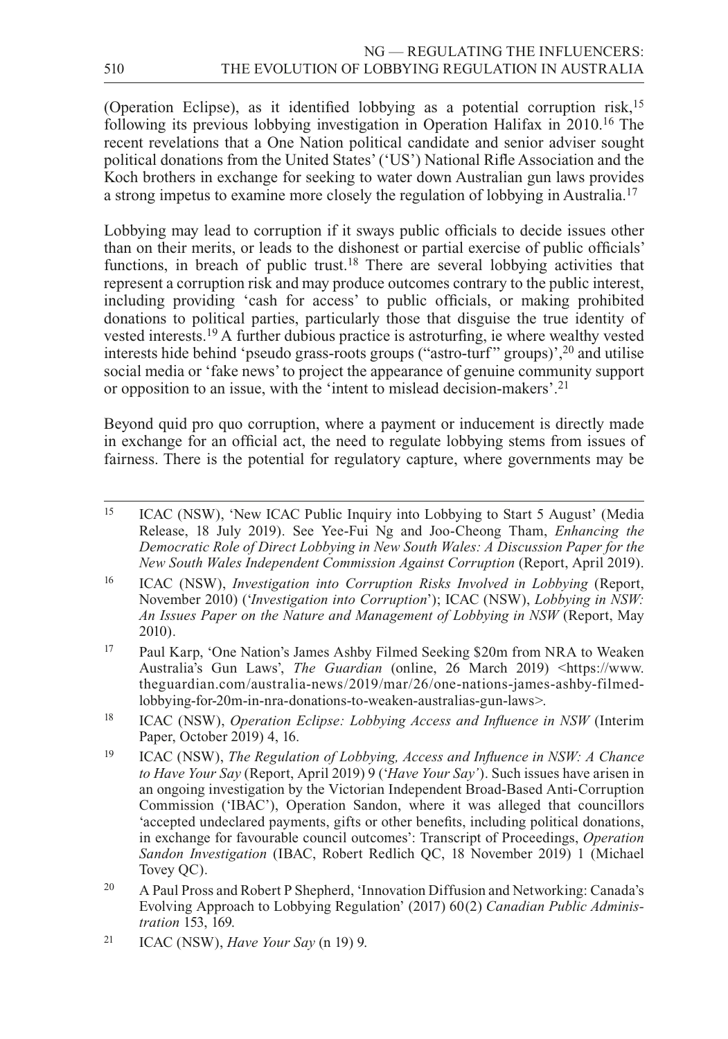(Operation Eclipse), as it identified lobbying as a potential corruption risk,[15] following its previous lobbying investigation in Operation Halifax in 2010.[16] The recent revelations that a One Nation political candidate and senior adviser sought political donations from the United States' ('US') National Rifle Association and the Koch brothers in exchange for seeking to water down Australian gun laws provides a strong impetus to examine more closely the regulation of lobbying in Australia.[17]

Lobbying may lead to corruption if it sways public officials to decide issues other than on their merits, or leads to the dishonest or partial exercise of public officials' functions, in breach of public trust.[18] There are several lobbying activities that represent a corruption risk and may produce outcomes contrary to the public interest, including providing 'cash for access' to public officials, or making prohibited donations to political parties, particularly those that disguise the true identity of vested interests.[19] A further dubious practice is astroturfing, ie where wealthy vested interests hide behind 'pseudo grass-roots groups ("astro-turf" groups)',[20] and utilise social media or 'fake news' to project the appearance of genuine community support or opposition to an issue, with the 'intent to mislead decision-makers'.[21]

Beyond quid pro quo corruption, where a payment or inducement is directly made in exchange for an official act, the need to regulate lobbying stems from issues of fairness. There is the potential for regulatory capture, where governments may be

---

[15] ICAC (NSW), 'New ICAC Public Inquiry into Lobbying to Start 5 August' (Media Release, 18 July 2019). See Yee-Fui Ng and Joo-Cheong Tham, *Enhancing the Democratic Role of Direct Lobbying in New South Wales: A Discussion Paper for the New South Wales Independent Commission Against Corruption* (Report, April 2019).

[16] ICAC (NSW), *Investigation into Corruption Risks Involved in Lobbying* (Report, November 2010) ('*Investigation into Corruption*'); ICAC (NSW), *Lobbying in NSW: An Issues Paper on the Nature and Management of Lobbying in NSW* (Report, May 2010).

[17] Paul Karp, 'One Nation's James Ashby Filmed Seeking \$20m from NRA to Weaken Australia's Gun Laws', *The Guardian* (online, 26 March 2019) <https://www.theguardian.com/australia-news/2019/mar/26/one-nations-james-ashby-filmed-lobbying-for-20m-in-nra-donations-to-weaken-australias-gun-laws>.

[18] ICAC (NSW), *Operation Eclipse: Lobbying Access and Influence in NSW* (Interim Paper, October 2019) 4, 16.

[19] ICAC (NSW), *The Regulation of Lobbying, Access and Influence in NSW: A Chance to Have Your Say* (Report, April 2019) 9 ('*Have Your Say*'). Such issues have arisen in an ongoing investigation by the Victorian Independent Broad-Based Anti-Corruption Commission ('IBAC'), Operation Sandon, where it was alleged that councillors 'accepted undeclared payments, gifts or other benefits, including political donations, in exchange for favourable council outcomes': Transcript of Proceedings, *Operation Sandon Investigation* (IBAC, Robert Redlich QC, 18 November 2019) 1 (Michael Tovey QC).

[20] A Paul Pross and Robert P Shepherd, 'Innovation Diffusion and Networking: Canada's Evolving Approach to Lobbying Regulation' (2017) 60(2) *Canadian Public Administration* 153, 169.

[21] ICAC (NSW), *Have Your Say* (n 19) 9.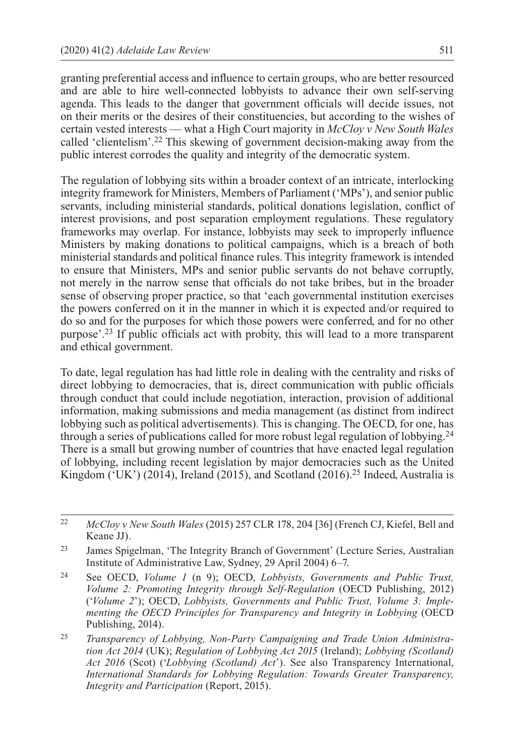granting preferential access and influence to certain groups, who are better resourced and are able to hire well-connected lobbyists to advance their own self-serving agenda. This leads to the danger that government officials will decide issues, not on their merits or the desires of their constituencies, but according to the wishes of certain vested interests — what a High Court majority in *McCloy v New South Wales* called 'clientelism'.[22] This skewing of government decision-making away from the public interest corrodes the quality and integrity of the democratic system.

The regulation of lobbying sits within a broader context of an intricate, interlocking integrity framework for Ministers, Members of Parliament ('MPs'), and senior public servants, including ministerial standards, political donations legislation, conflict of interest provisions, and post separation employment regulations. These regulatory frameworks may overlap. For instance, lobbyists may seek to improperly influence Ministers by making donations to political campaigns, which is a breach of both ministerial standards and political finance rules. This integrity framework is intended to ensure that Ministers, MPs and senior public servants do not behave corruptly, not merely in the narrow sense that officials do not take bribes, but in the broader sense of observing proper practice, so that 'each governmental institution exercises the powers conferred on it in the manner in which it is expected and/or required to do so and for the purposes for which those powers were conferred, and for no other purpose'.[23] If public officials act with probity, this will lead to a more transparent and ethical government.

To date, legal regulation has had little role in dealing with the centrality and risks of direct lobbying to democracies, that is, direct communication with public officials through conduct that could include negotiation, interaction, provision of additional information, making submissions and media management (as distinct from indirect lobbying such as political advertisements). This is changing. The OECD, for one, has through a series of publications called for more robust legal regulation of lobbying.[24] There is a small but growing number of countries that have enacted legal regulation of lobbying, including recent legislation by major democracies such as the United Kingdom ('UK') (2014), Ireland (2015), and Scotland (2016).[25] Indeed, Australia is

---

[22] *McCloy v New South Wales* (2015) 257 CLR 178, 204 [36] (French CJ, Kiefel, Bell and Keane JJ).

[23] James Spigelman, 'The Integrity Branch of Government' (Lecture Series, Australian Institute of Administrative Law, Sydney, 29 April 2004) 6–7.

[24] See OECD, *Volume 1* (n 9); OECD, *Lobbyists, Governments and Public Trust, Volume 2: Promoting Integrity through Self-Regulation* (OECD Publishing, 2012) ('*Volume 2*'); OECD, *Lobbyists, Governments and Public Trust, Volume 3: Implementing the OECD Principles for Transparency and Integrity in Lobbying* (OECD Publishing, 2014).

[25] *Transparency of Lobbying, Non-Party Campaigning and Trade Union Administration Act 2014* (UK); *Regulation of Lobbying Act 2015* (Ireland); *Lobbying (Scotland) Act 2016* (Scot) ('*Lobbying (Scotland) Act*'). See also Transparency International, *International Standards for Lobbying Regulation: Towards Greater Transparency, Integrity and Participation* (Report, 2015).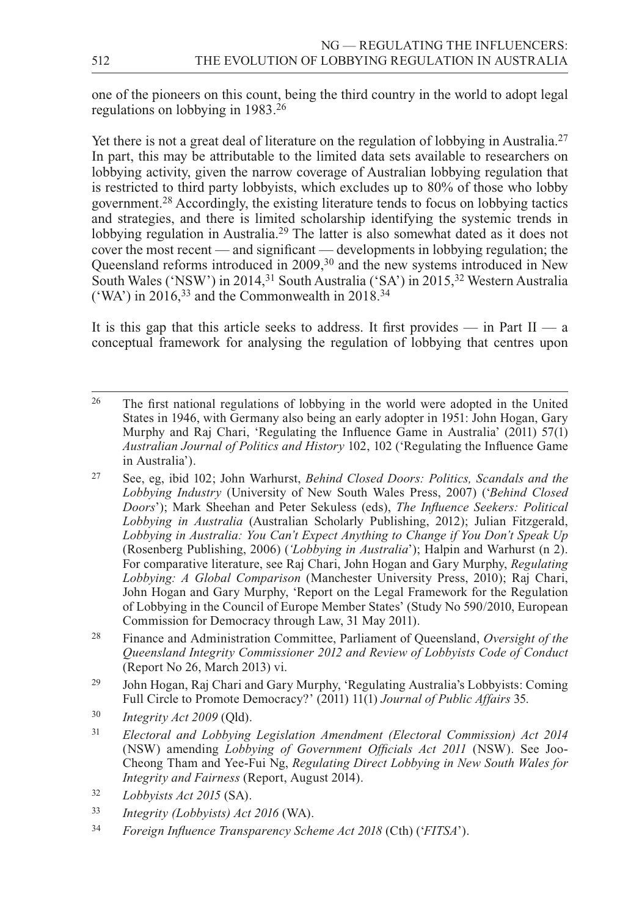one of the pioneers on this count, being the third country in the world to adopt legal regulations on lobbying in 1983.[26]

Yet there is not a great deal of literature on the regulation of lobbying in Australia.[27] In part, this may be attributable to the limited data sets available to researchers on lobbying activity, given the narrow coverage of Australian lobbying regulation that is restricted to third party lobbyists, which excludes up to 80% of those who lobby government.[28] Accordingly, the existing literature tends to focus on lobbying tactics and strategies, and there is limited scholarship identifying the systemic trends in lobbying regulation in Australia.[29] The latter is also somewhat dated as it does not cover the most recent — and significant — developments in lobbying regulation; the Queensland reforms introduced in 2009,[30] and the new systems introduced in New South Wales ('NSW') in 2014,[31] South Australia ('SA') in 2015,[32] Western Australia ('WA') in 2016,[33] and the Commonwealth in 2018.[34]

It is this gap that this article seeks to address. It first provides — in Part II — a conceptual framework for analysing the regulation of lobbying that centres upon

---

[26] The first national regulations of lobbying in the world were adopted in the United States in 1946, with Germany also being an early adopter in 1951: John Hogan, Gary Murphy and Raj Chari, 'Regulating the Influence Game in Australia' (2011) 57(1) *Australian Journal of Politics and History* 102, 102 ('Regulating the Influence Game in Australia').

[27] See, eg, ibid 102; John Warhurst, *Behind Closed Doors: Politics, Scandals and the Lobbying Industry* (University of New South Wales Press, 2007) ('*Behind Closed Doors*'); Mark Sheehan and Peter Sekuless (eds), *The Influence Seekers: Political Lobbying in Australia* (Australian Scholarly Publishing, 2012); Julian Fitzgerald, *Lobbying in Australia: You Can't Expect Anything to Change if You Don't Speak Up* (Rosenberg Publishing, 2006) (*'Lobbying in Australia*'); Halpin and Warhurst (n 2). For comparative literature, see Raj Chari, John Hogan and Gary Murphy, *Regulating Lobbying: A Global Comparison* (Manchester University Press, 2010); Raj Chari, John Hogan and Gary Murphy, 'Report on the Legal Framework for the Regulation of Lobbying in the Council of Europe Member States' (Study No 590/2010, European Commission for Democracy through Law, 31 May 2011).

[28] Finance and Administration Committee, Parliament of Queensland, *Oversight of the Queensland Integrity Commissioner 2012 and Review of Lobbyists Code of Conduct* (Report No 26, March 2013) vi.

[29] John Hogan, Raj Chari and Gary Murphy, 'Regulating Australia's Lobbyists: Coming Full Circle to Promote Democracy?' (2011) 11(1) *Journal of Public Affairs* 35.

[30] *Integrity Act 2009* (Qld).

[31] *Electoral and Lobbying Legislation Amendment (Electoral Commission) Act 2014* (NSW) amending *Lobbying of Government Officials Act 2011* (NSW). See Joo-Cheong Tham and Yee-Fui Ng, *Regulating Direct Lobbying in New South Wales for Integrity and Fairness* (Report, August 2014).

[32] *Lobbyists Act 2015* (SA).

[33] *Integrity (Lobbyists) Act 2016* (WA).

[34] *Foreign Influence Transparency Scheme Act 2018* (Cth) ('*FITSA*').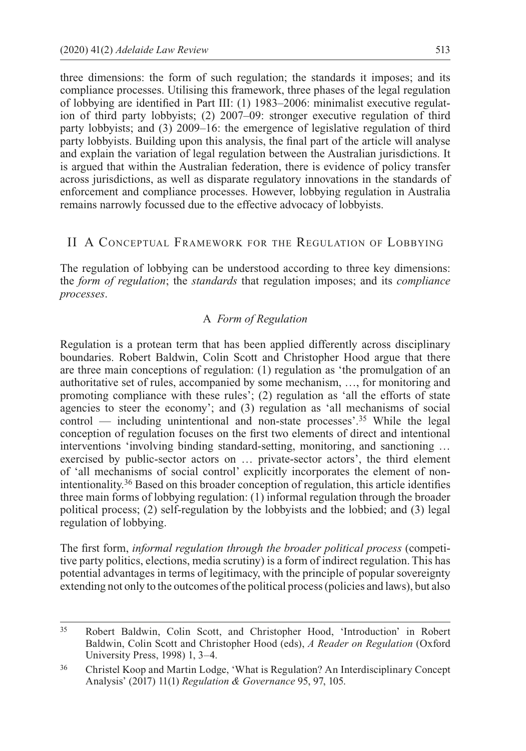three dimensions: the form of such regulation; the standards it imposes; and its compliance processes. Utilising this framework, three phases of the legal regulation of lobbying are identified in Part III: (1) 1983–2006: minimalist executive regulation of third party lobbyists; (2) 2007–09: stronger executive regulation of third party lobbyists; and (3) 2009–16: the emergence of legislative regulation of third party lobbyists. Building upon this analysis, the final part of the article will analyse and explain the variation of legal regulation between the Australian jurisdictions. It is argued that within the Australian federation, there is evidence of policy transfer across jurisdictions, as well as disparate regulatory innovations in the standards of enforcement and compliance processes. However, lobbying regulation in Australia remains narrowly focussed due to the effective advocacy of lobbyists.

## II A Conceptual Framework for the Regulation of Lobbying

The regulation of lobbying can be understood according to three key dimensions: the *form of regulation*; the *standards* that regulation imposes; and its *compliance processes*.

### A *Form of Regulation*

Regulation is a protean term that has been applied differently across disciplinary boundaries. Robert Baldwin, Colin Scott and Christopher Hood argue that there are three main conceptions of regulation: (1) regulation as 'the promulgation of an authoritative set of rules, accompanied by some mechanism, …, for monitoring and promoting compliance with these rules'; (2) regulation as 'all the efforts of state agencies to steer the economy'; and (3) regulation as 'all mechanisms of social control — including unintentional and non-state processes'.[35] While the legal conception of regulation focuses on the first two elements of direct and intentional interventions 'involving binding standard-setting, monitoring, and sanctioning … exercised by public-sector actors on … private-sector actors', the third element of 'all mechanisms of social control' explicitly incorporates the element of non-intentionality.[36] Based on this broader conception of regulation, this article identifies three main forms of lobbying regulation: (1) informal regulation through the broader political process; (2) self-regulation by the lobbyists and the lobbied; and (3) legal regulation of lobbying.

The first form, *informal regulation through the broader political process* (competitive party politics, elections, media scrutiny) is a form of indirect regulation. This has potential advantages in terms of legitimacy, with the principle of popular sovereignty extending not only to the outcomes of the political process (policies and laws), but also

---

[35] Robert Baldwin, Colin Scott, and Christopher Hood, 'Introduction' in Robert Baldwin, Colin Scott and Christopher Hood (eds), *A Reader on Regulation* (Oxford University Press, 1998) 1, 3–4.

[36] Christel Koop and Martin Lodge, 'What is Regulation? An Interdisciplinary Concept Analysis' (2017) 11(1) *Regulation & Governance* 95, 97, 105.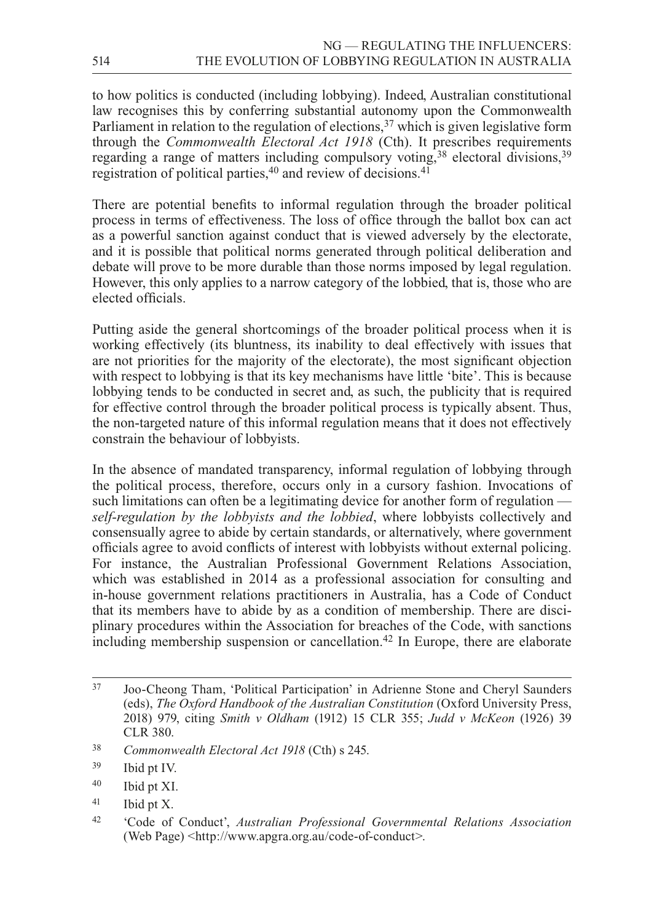to how politics is conducted (including lobbying). Indeed, Australian constitutional law recognises this by conferring substantial autonomy upon the Commonwealth Parliament in relation to the regulation of elections,[37] which is given legislative form through the *Commonwealth Electoral Act 1918* (Cth). It prescribes requirements regarding a range of matters including compulsory voting,[38] electoral divisions,[39] registration of political parties,[40] and review of decisions.[41]

There are potential benefits to informal regulation through the broader political process in terms of effectiveness. The loss of office through the ballot box can act as a powerful sanction against conduct that is viewed adversely by the electorate, and it is possible that political norms generated through political deliberation and debate will prove to be more durable than those norms imposed by legal regulation. However, this only applies to a narrow category of the lobbied, that is, those who are elected officials.

Putting aside the general shortcomings of the broader political process when it is working effectively (its bluntness, its inability to deal effectively with issues that are not priorities for the majority of the electorate), the most significant objection with respect to lobbying is that its key mechanisms have little 'bite'. This is because lobbying tends to be conducted in secret and, as such, the publicity that is required for effective control through the broader political process is typically absent. Thus, the non-targeted nature of this informal regulation means that it does not effectively constrain the behaviour of lobbyists.

In the absence of mandated transparency, informal regulation of lobbying through the political process, therefore, occurs only in a cursory fashion. Invocations of such limitations can often be a legitimating device for another form of regulation — *self-regulation by the lobbyists and the lobbied*, where lobbyists collectively and consensually agree to abide by certain standards, or alternatively, where government officials agree to avoid conflicts of interest with lobbyists without external policing. For instance, the Australian Professional Government Relations Association, which was established in 2014 as a professional association for consulting and in-house government relations practitioners in Australia, has a Code of Conduct that its members have to abide by as a condition of membership. There are disciplinary procedures within the Association for breaches of the Code, with sanctions including membership suspension or cancellation.[42] In Europe, there are elaborate

---

[37] Joo-Cheong Tham, 'Political Participation' in Adrienne Stone and Cheryl Saunders (eds), *The Oxford Handbook of the Australian Constitution* (Oxford University Press, 2018) 979, citing *Smith v Oldham* (1912) 15 CLR 355; *Judd v McKeon* (1926) 39 CLR 380.

[38] *Commonwealth Electoral Act 1918* (Cth) s 245.

[39] Ibid pt IV.

[40] Ibid pt XI.

[41] Ibid pt X.

[42] 'Code of Conduct', *Australian Professional Governmental Relations Association* (Web Page) <http://www.apgra.org.au/code-of-conduct>.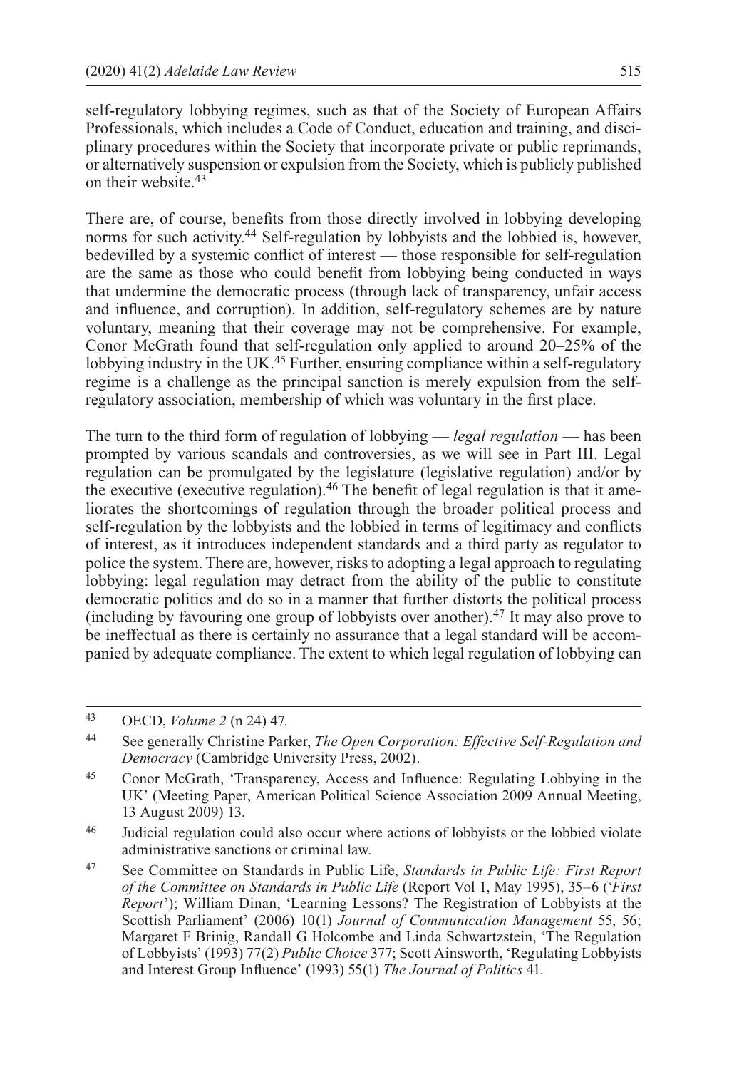self-regulatory lobbying regimes, such as that of the Society of European Affairs Professionals, which includes a Code of Conduct, education and training, and disciplinary procedures within the Society that incorporate private or public reprimands, or alternatively suspension or expulsion from the Society, which is publicly published on their website.[43]

There are, of course, benefits from those directly involved in lobbying developing norms for such activity.[44] Self-regulation by lobbyists and the lobbied is, however, bedevilled by a systemic conflict of interest — those responsible for self-regulation are the same as those who could benefit from lobbying being conducted in ways that undermine the democratic process (through lack of transparency, unfair access and influence, and corruption). In addition, self-regulatory schemes are by nature voluntary, meaning that their coverage may not be comprehensive. For example, Conor McGrath found that self-regulation only applied to around 20–25% of the lobbying industry in the UK.[45] Further, ensuring compliance within a self-regulatory regime is a challenge as the principal sanction is merely expulsion from the self-regulatory association, membership of which was voluntary in the first place.

The turn to the third form of regulation of lobbying — *legal regulation* — has been prompted by various scandals and controversies, as we will see in Part III. Legal regulation can be promulgated by the legislature (legislative regulation) and/or by the executive (executive regulation).[46] The benefit of legal regulation is that it ameliorates the shortcomings of regulation through the broader political process and self-regulation by the lobbyists and the lobbied in terms of legitimacy and conflicts of interest, as it introduces independent standards and a third party as regulator to police the system. There are, however, risks to adopting a legal approach to regulating lobbying: legal regulation may detract from the ability of the public to constitute democratic politics and do so in a manner that further distorts the political process (including by favouring one group of lobbyists over another).[47] It may also prove to be ineffectual as there is certainly no assurance that a legal standard will be accompanied by adequate compliance. The extent to which legal regulation of lobbying can

---

[43] OECD, *Volume 2* (n 24) 47.

[44] See generally Christine Parker, *The Open Corporation: Effective Self-Regulation and Democracy* (Cambridge University Press, 2002).

[45] Conor McGrath, 'Transparency, Access and Influence: Regulating Lobbying in the UK' (Meeting Paper, American Political Science Association 2009 Annual Meeting, 13 August 2009) 13.

[46] Judicial regulation could also occur where actions of lobbyists or the lobbied violate administrative sanctions or criminal law.

[47] See Committee on Standards in Public Life, *Standards in Public Life: First Report of the Committee on Standards in Public Life* (Report Vol 1, May 1995), 35–6 ('*First Report*'); William Dinan, 'Learning Lessons? The Registration of Lobbyists at the Scottish Parliament' (2006) 10(1) *Journal of Communication Management* 55, 56; Margaret F Brinig, Randall G Holcombe and Linda Schwartzstein, 'The Regulation of Lobbyists' (1993) 77(2) *Public Choice* 377; Scott Ainsworth, 'Regulating Lobbyists and Interest Group Influence' (1993) 55(1) *The Journal of Politics* 41.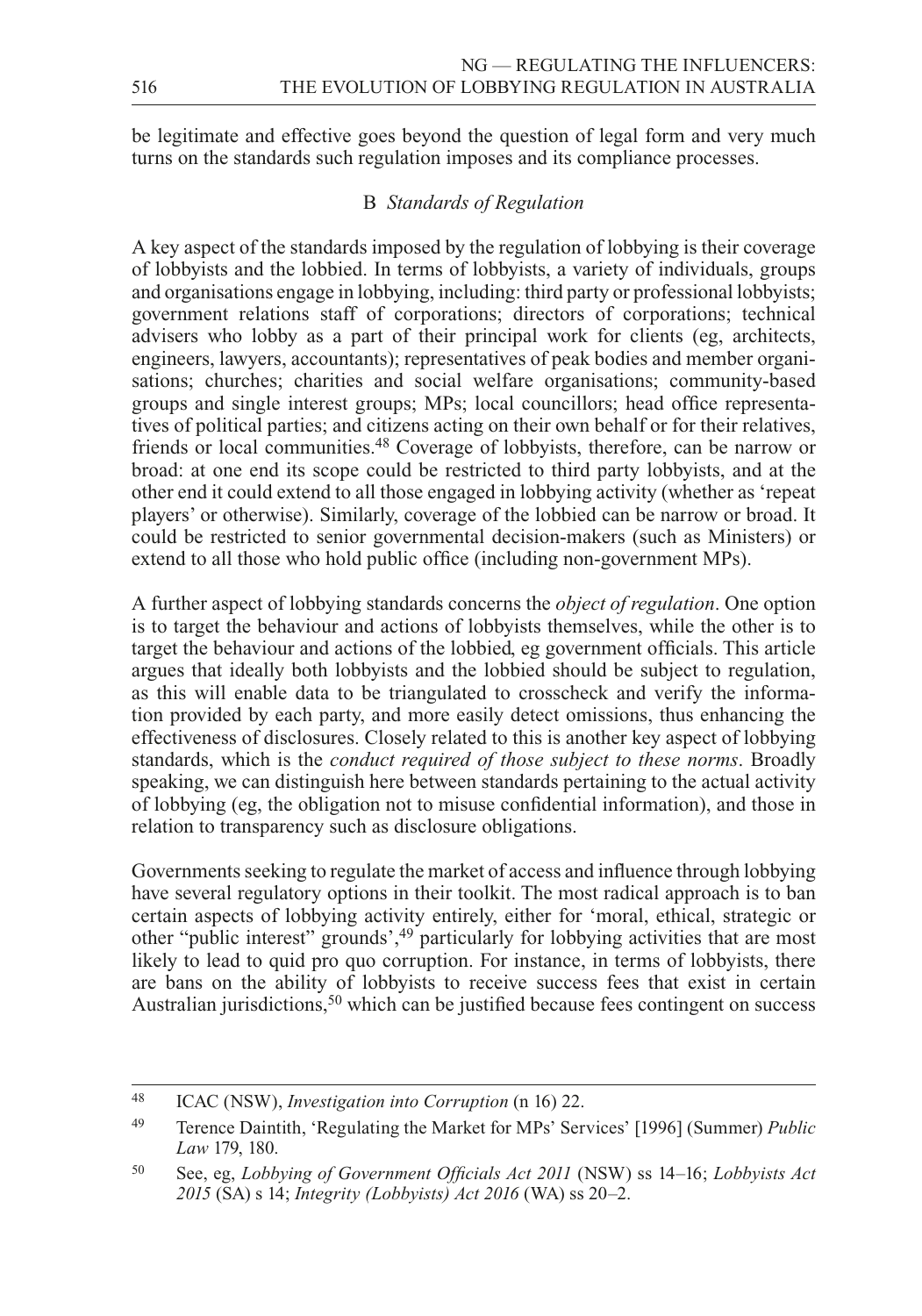be legitimate and effective goes beyond the question of legal form and very much turns on the standards such regulation imposes and its compliance processes.

### B *Standards of Regulation*

A key aspect of the standards imposed by the regulation of lobbying is their coverage of lobbyists and the lobbied. In terms of lobbyists, a variety of individuals, groups and organisations engage in lobbying, including: third party or professional lobbyists; government relations staff of corporations; directors of corporations; technical advisers who lobby as a part of their principal work for clients (eg, architects, engineers, lawyers, accountants); representatives of peak bodies and member organisations; churches; charities and social welfare organisations; community-based groups and single interest groups; MPs; local councillors; head office representatives of political parties; and citizens acting on their own behalf or for their relatives, friends or local communities.[48] Coverage of lobbyists, therefore, can be narrow or broad: at one end its scope could be restricted to third party lobbyists, and at the other end it could extend to all those engaged in lobbying activity (whether as 'repeat players' or otherwise). Similarly, coverage of the lobbied can be narrow or broad. It could be restricted to senior governmental decision-makers (such as Ministers) or extend to all those who hold public office (including non-government MPs).

A further aspect of lobbying standards concerns the *object of regulation*. One option is to target the behaviour and actions of lobbyists themselves, while the other is to target the behaviour and actions of the lobbied, eg government officials. This article argues that ideally both lobbyists and the lobbied should be subject to regulation, as this will enable data to be triangulated to crosscheck and verify the information provided by each party, and more easily detect omissions, thus enhancing the effectiveness of disclosures. Closely related to this is another key aspect of lobbying standards, which is the *conduct required of those subject to these norms*. Broadly speaking, we can distinguish here between standards pertaining to the actual activity of lobbying (eg, the obligation not to misuse confidential information), and those in relation to transparency such as disclosure obligations.

Governments seeking to regulate the market of access and influence through lobbying have several regulatory options in their toolkit. The most radical approach is to ban certain aspects of lobbying activity entirely, either for 'moral, ethical, strategic or other "public interest" grounds',[49] particularly for lobbying activities that are most likely to lead to quid pro quo corruption. For instance, in terms of lobbyists, there are bans on the ability of lobbyists to receive success fees that exist in certain Australian jurisdictions,[50] which can be justified because fees contingent on success

---

[48] ICAC (NSW), *Investigation into Corruption* (n 16) 22.

[49] Terence Daintith, 'Regulating the Market for MPs' Services' [1996] (Summer) *Public Law* 179, 180.

[50] See, eg, *Lobbying of Government Officials Act 2011* (NSW) ss 14–16; *Lobbyists Act 2015* (SA) s 14; *Integrity (Lobbyists) Act 2016* (WA) ss 20–2.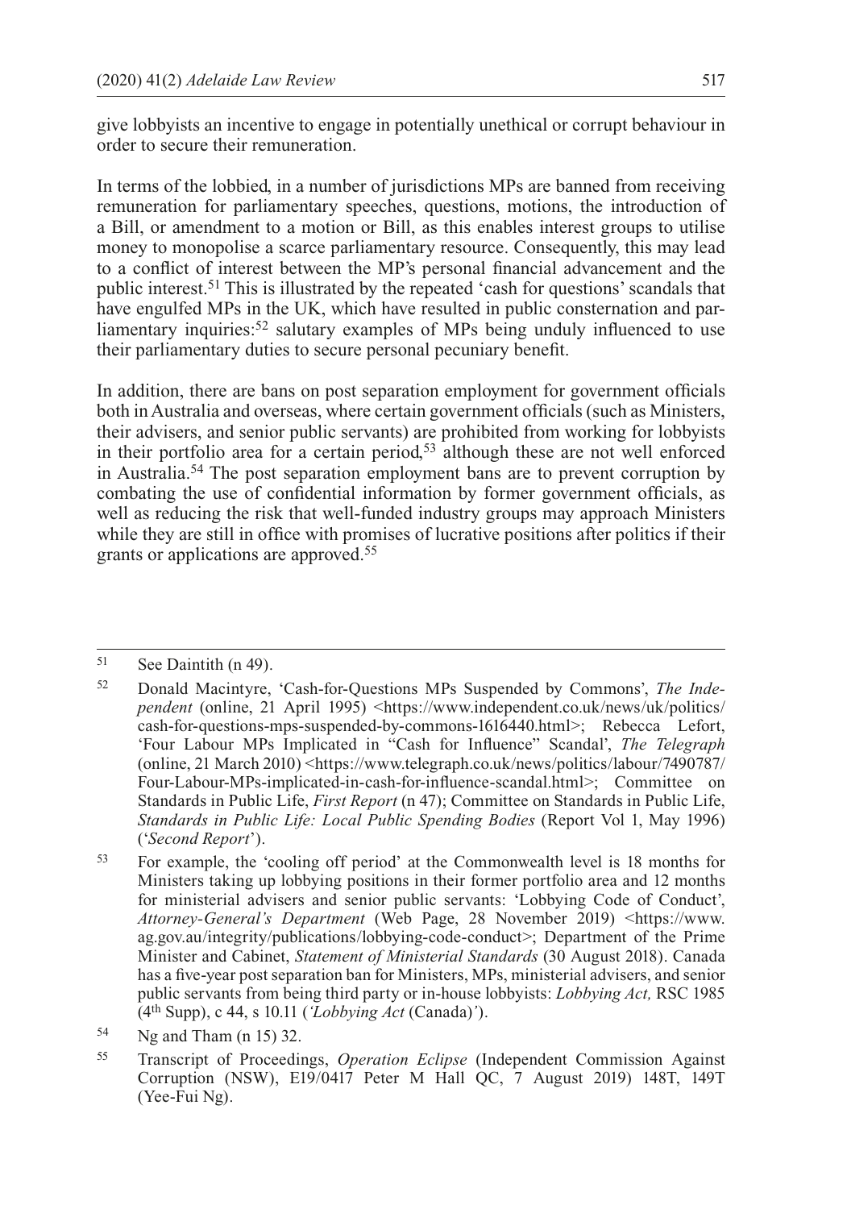give lobbyists an incentive to engage in potentially unethical or corrupt behaviour in order to secure their remuneration.

In terms of the lobbied, in a number of jurisdictions MPs are banned from receiving remuneration for parliamentary speeches, questions, motions, the introduction of a Bill, or amendment to a motion or Bill, as this enables interest groups to utilise money to monopolise a scarce parliamentary resource. Consequently, this may lead to a conflict of interest between the MP's personal financial advancement and the public interest.[51] This is illustrated by the repeated 'cash for questions' scandals that have engulfed MPs in the UK, which have resulted in public consternation and parliamentary inquiries:[52] salutary examples of MPs being unduly influenced to use their parliamentary duties to secure personal pecuniary benefit.

In addition, there are bans on post separation employment for government officials both in Australia and overseas, where certain government officials (such as Ministers, their advisers, and senior public servants) are prohibited from working for lobbyists in their portfolio area for a certain period,[53] although these are not well enforced in Australia.[54] The post separation employment bans are to prevent corruption by combating the use of confidential information by former government officials, as well as reducing the risk that well-funded industry groups may approach Ministers while they are still in office with promises of lucrative positions after politics if their grants or applications are approved.[55]

---

[51] See Daintith (n 49).

[52] Donald Macintyre, 'Cash-for-Questions MPs Suspended by Commons', *The Independent* (online, 21 April 1995) <https://www.independent.co.uk/news/uk/politics/cash-for-questions-mps-suspended-by-commons-1616440.html>; Rebecca Lefort, 'Four Labour MPs Implicated in "Cash for Influence" Scandal', *The Telegraph* (online, 21 March 2010) <https://www.telegraph.co.uk/news/politics/labour/7490787/Four-Labour-MPs-implicated-in-cash-for-influence-scandal.html>; Committee on Standards in Public Life, *First Report* (n 47); Committee on Standards in Public Life, *Standards in Public Life: Local Public Spending Bodies* (Report Vol 1, May 1996) ('*Second Report*').

[53] For example, the 'cooling off period' at the Commonwealth level is 18 months for Ministers taking up lobbying positions in their former portfolio area and 12 months for ministerial advisers and senior public servants: 'Lobbying Code of Conduct', *Attorney-General's Department* (Web Page, 28 November 2019) <https://www.ag.gov.au/integrity/publications/lobbying-code-conduct>; Department of the Prime Minister and Cabinet, *Statement of Ministerial Standards* (30 August 2018). Canada has a five-year post separation ban for Ministers, MPs, ministerial advisers, and senior public servants from being third party or in-house lobbyists: *Lobbying Act,* RSC 1985 (4th Supp), c 44, s 10.11 (*'Lobbying Act* (Canada)*'*).

[54] Ng and Tham (n 15) 32.

[55] Transcript of Proceedings, *Operation Eclipse* (Independent Commission Against Corruption (NSW), E19/0417 Peter M Hall QC, 7 August 2019) 148T, 149T (Yee-Fui Ng).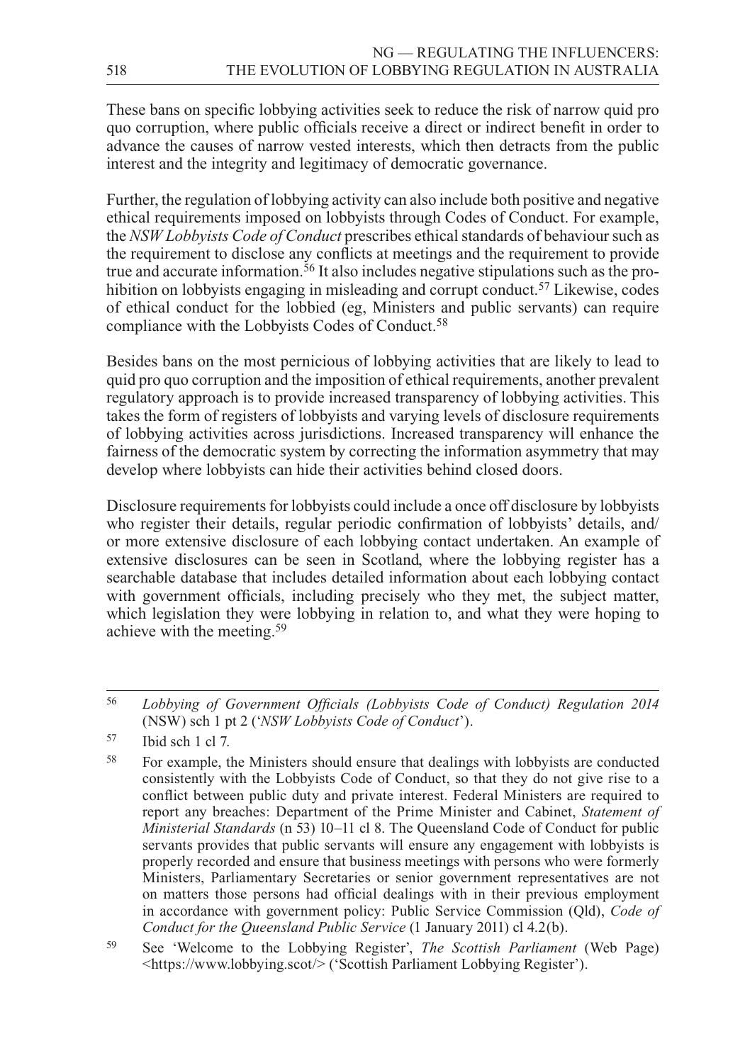These bans on specific lobbying activities seek to reduce the risk of narrow quid pro quo corruption, where public officials receive a direct or indirect benefit in order to advance the causes of narrow vested interests, which then detracts from the public interest and the integrity and legitimacy of democratic governance.

Further, the regulation of lobbying activity can also include both positive and negative ethical requirements imposed on lobbyists through Codes of Conduct. For example, the *NSW Lobbyists Code of Conduct* prescribes ethical standards of behaviour such as the requirement to disclose any conflicts at meetings and the requirement to provide true and accurate information.[56] It also includes negative stipulations such as the prohibition on lobbyists engaging in misleading and corrupt conduct.[57] Likewise, codes of ethical conduct for the lobbied (eg, Ministers and public servants) can require compliance with the Lobbyists Codes of Conduct.[58]

Besides bans on the most pernicious of lobbying activities that are likely to lead to quid pro quo corruption and the imposition of ethical requirements, another prevalent regulatory approach is to provide increased transparency of lobbying activities. This takes the form of registers of lobbyists and varying levels of disclosure requirements of lobbying activities across jurisdictions. Increased transparency will enhance the fairness of the democratic system by correcting the information asymmetry that may develop where lobbyists can hide their activities behind closed doors.

Disclosure requirements for lobbyists could include a once off disclosure by lobbyists who register their details, regular periodic confirmation of lobbyists' details, and/or more extensive disclosure of each lobbying contact undertaken. An example of extensive disclosures can be seen in Scotland, where the lobbying register has a searchable database that includes detailed information about each lobbying contact with government officials, including precisely who they met, the subject matter, which legislation they were lobbying in relation to, and what they were hoping to achieve with the meeting.[59]

---

[56] *Lobbying of Government Officials (Lobbyists Code of Conduct) Regulation 2014* (NSW) sch 1 pt 2 ('*NSW Lobbyists Code of Conduct*').

[57] Ibid sch 1 cl 7.

[58] For example, the Ministers should ensure that dealings with lobbyists are conducted consistently with the Lobbyists Code of Conduct, so that they do not give rise to a conflict between public duty and private interest. Federal Ministers are required to report any breaches: Department of the Prime Minister and Cabinet, *Statement of Ministerial Standards* (n 53) 10–11 cl 8. The Queensland Code of Conduct for public servants provides that public servants will ensure any engagement with lobbyists is properly recorded and ensure that business meetings with persons who were formerly Ministers, Parliamentary Secretaries or senior government representatives are not on matters those persons had official dealings with in their previous employment in accordance with government policy: Public Service Commission (Qld), *Code of Conduct for the Queensland Public Service* (1 January 2011) cl 4.2(b).

[59] See 'Welcome to the Lobbying Register', *The Scottish Parliament* (Web Page) <https://www.lobbying.scot/> ('Scottish Parliament Lobbying Register').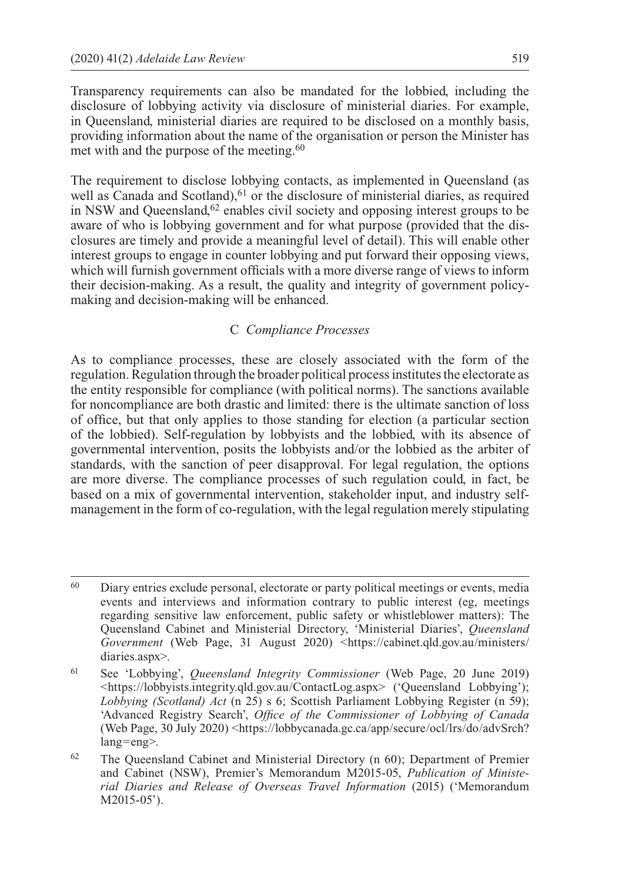Transparency requirements can also be mandated for the lobbied, including the disclosure of lobbying activity via disclosure of ministerial diaries. For example, in Queensland, ministerial diaries are required to be disclosed on a monthly basis, providing information about the name of the organisation or person the Minister has met with and the purpose of the meeting.[60]

The requirement to disclose lobbying contacts, as implemented in Queensland (as well as Canada and Scotland),[61] or the disclosure of ministerial diaries, as required in NSW and Queensland,[62] enables civil society and opposing interest groups to be aware of who is lobbying government and for what purpose (provided that the disclosures are timely and provide a meaningful level of detail). This will enable other interest groups to engage in counter lobbying and put forward their opposing views, which will furnish government officials with a more diverse range of views to inform their decision-making. As a result, the quality and integrity of government policy-making and decision-making will be enhanced.

### C *Compliance Processes*

As to compliance processes, these are closely associated with the form of the regulation. Regulation through the broader political process institutes the electorate as the entity responsible for compliance (with political norms). The sanctions available for noncompliance are both drastic and limited: there is the ultimate sanction of loss of office, but that only applies to those standing for election (a particular section of the lobbied). Self-regulation by lobbyists and the lobbied, with its absence of governmental intervention, posits the lobbyists and/or the lobbied as the arbiter of standards, with the sanction of peer disapproval. For legal regulation, the options are more diverse. The compliance processes of such regulation could, in fact, be based on a mix of governmental intervention, stakeholder input, and industry self-management in the form of co-regulation, with the legal regulation merely stipulating

---

[60] Diary entries exclude personal, electorate or party political meetings or events, media events and interviews and information contrary to public interest (eg, meetings regarding sensitive law enforcement, public safety or whistleblower matters): The Queensland Cabinet and Ministerial Directory, 'Ministerial Diaries', *Queensland Government* (Web Page, 31 August 2020) <https://cabinet.qld.gov.au/ministers/diaries.aspx>.

[61] See 'Lobbying', *Queensland Integrity Commissioner* (Web Page, 20 June 2019) <https://lobbyists.integrity.qld.gov.au/ContactLog.aspx> ('Queensland Lobbying'); *Lobbying (Scotland) Act* (n 25) s 6; Scottish Parliament Lobbying Register (n 59); 'Advanced Registry Search', *Office of the Commissioner of Lobbying of Canada* (Web Page, 30 July 2020) <https://lobbycanada.gc.ca/app/secure/ocl/lrs/do/advSrch?lang=eng>.

[62] The Queensland Cabinet and Ministerial Directory (n 60); Department of Premier and Cabinet (NSW), Premier's Memorandum M2015-05, *Publication of Ministerial Diaries and Release of Overseas Travel Information* (2015) ('Memorandum M2015-05').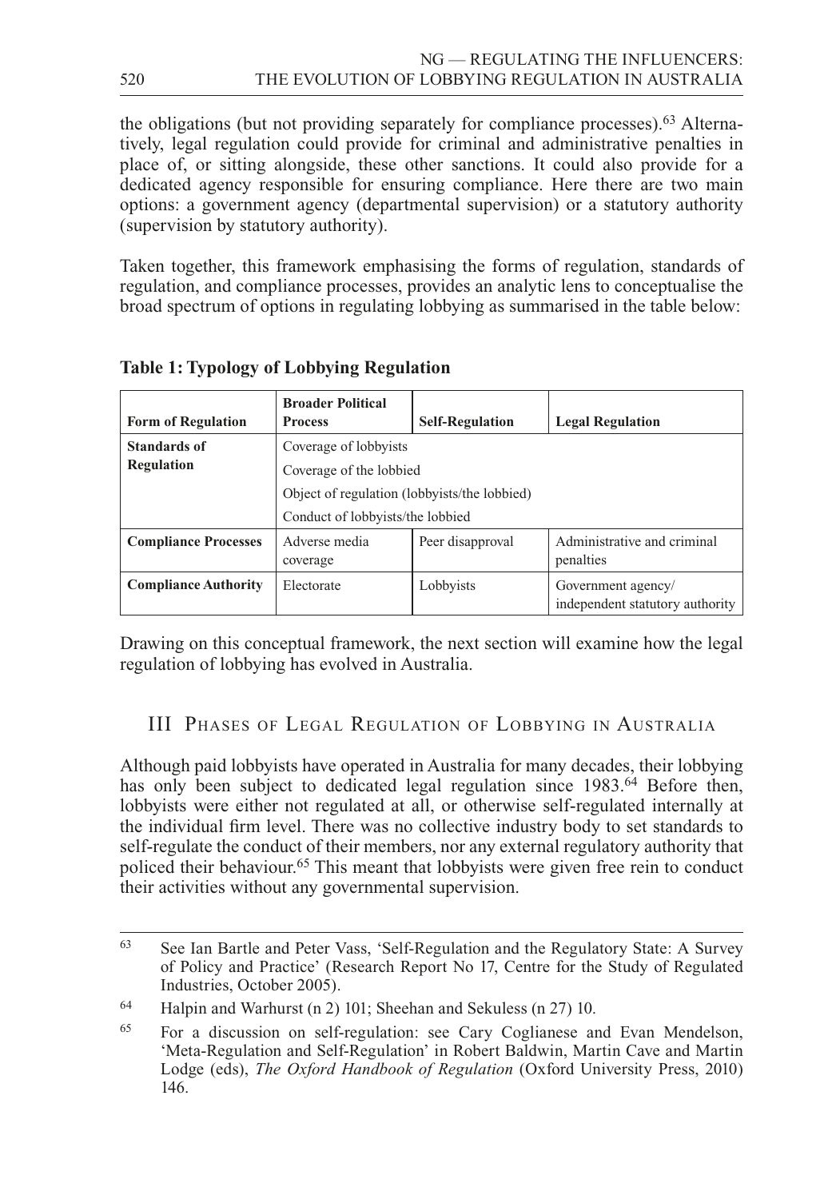the obligations (but not providing separately for compliance processes).[63] Alternatively, legal regulation could provide for criminal and administrative penalties in place of, or sitting alongside, these other sanctions. It could also provide for a dedicated agency responsible for ensuring compliance. Here there are two main options: a government agency (departmental supervision) or a statutory authority (supervision by statutory authority).

Taken together, this framework emphasising the forms of regulation, standards of regulation, and compliance processes, provides an analytic lens to conceptualise the broad spectrum of options in regulating lobbying as summarised in the table below:

**Table 1: Typology of Lobbying Regulation**

| **Form of Regulation** | **Broader Political Process** | **Self-Regulation** | **Legal Regulation** |
|---|---|---|---|
| **Standards of Regulation** | Coverage of lobbyists | | |
| | Coverage of the lobbied | | |
| | Object of regulation (lobbyists/the lobbied) | | |
| | Conduct of lobbyists/the lobbied | | |
| **Compliance Processes** | Adverse media coverage | Peer disapproval | Administrative and criminal penalties |
| **Compliance Authority** | Electorate | Lobbyists | Government agency/ independent statutory authority |

Drawing on this conceptual framework, the next section will examine how the legal regulation of lobbying has evolved in Australia.

## III Phases of Legal Regulation of Lobbying in Australia

Although paid lobbyists have operated in Australia for many decades, their lobbying has only been subject to dedicated legal regulation since 1983.[64] Before then, lobbyists were either not regulated at all, or otherwise self-regulated internally at the individual firm level. There was no collective industry body to set standards to self-regulate the conduct of their members, nor any external regulatory authority that policed their behaviour.[65] This meant that lobbyists were given free rein to conduct their activities without any governmental supervision.

---

[63] See Ian Bartle and Peter Vass, 'Self-Regulation and the Regulatory State: A Survey of Policy and Practice' (Research Report No 17, Centre for the Study of Regulated Industries, October 2005).

[64] Halpin and Warhurst (n 2) 101; Sheehan and Sekuless (n 27) 10.

[65] For a discussion on self-regulation: see Cary Coglianese and Evan Mendelson, 'Meta-Regulation and Self-Regulation' in Robert Baldwin, Martin Cave and Martin Lodge (eds), *The Oxford Handbook of Regulation* (Oxford University Press, 2010) 146.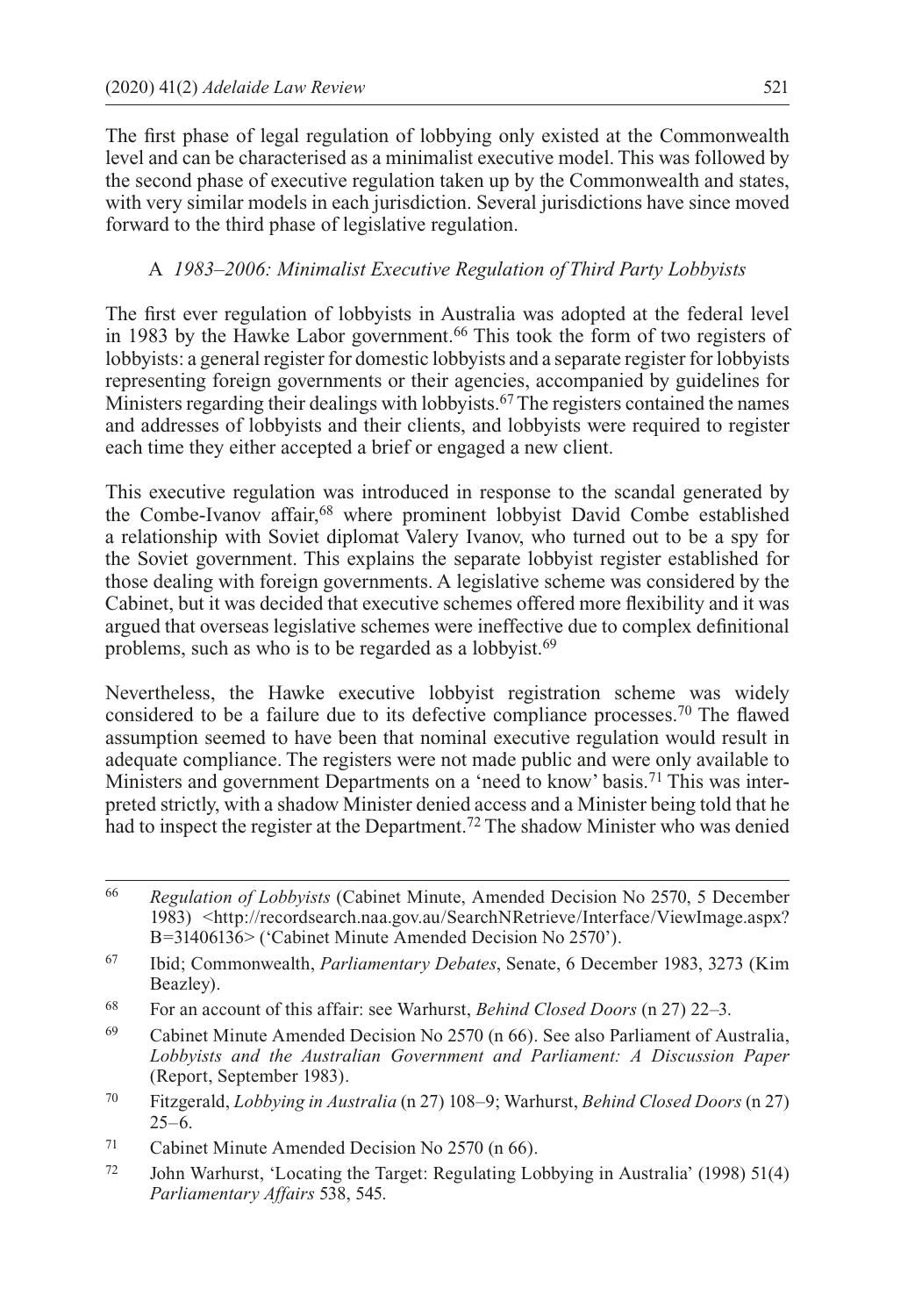The first phase of legal regulation of lobbying only existed at the Commonwealth level and can be characterised as a minimalist executive model. This was followed by the second phase of executive regulation taken up by the Commonwealth and states, with very similar models in each jurisdiction. Several jurisdictions have since moved forward to the third phase of legislative regulation.

### A *1983–2006: Minimalist Executive Regulation of Third Party Lobbyists*

The first ever regulation of lobbyists in Australia was adopted at the federal level in 1983 by the Hawke Labor government.[66] This took the form of two registers of lobbyists: a general register for domestic lobbyists and a separate register for lobbyists representing foreign governments or their agencies, accompanied by guidelines for Ministers regarding their dealings with lobbyists.[67] The registers contained the names and addresses of lobbyists and their clients, and lobbyists were required to register each time they either accepted a brief or engaged a new client.

This executive regulation was introduced in response to the scandal generated by the Combe-Ivanov affair,[68] where prominent lobbyist David Combe established a relationship with Soviet diplomat Valery Ivanov, who turned out to be a spy for the Soviet government. This explains the separate lobbyist register established for those dealing with foreign governments. A legislative scheme was considered by the Cabinet, but it was decided that executive schemes offered more flexibility and it was argued that overseas legislative schemes were ineffective due to complex definitional problems, such as who is to be regarded as a lobbyist.[69]

Nevertheless, the Hawke executive lobbyist registration scheme was widely considered to be a failure due to its defective compliance processes.[70] The flawed assumption seemed to have been that nominal executive regulation would result in adequate compliance. The registers were not made public and were only available to Ministers and government Departments on a 'need to know' basis.[71] This was interpreted strictly, with a shadow Minister denied access and a Minister being told that he had to inspect the register at the Department.[72] The shadow Minister who was denied

---

[66] *Regulation of Lobbyists* (Cabinet Minute, Amended Decision No 2570, 5 December 1983) <http://recordsearch.naa.gov.au/SearchNRetrieve/Interface/ViewImage.aspx?B=31406136> ('Cabinet Minute Amended Decision No 2570').

[67] Ibid; Commonwealth, *Parliamentary Debates*, Senate, 6 December 1983, 3273 (Kim Beazley).

[68] For an account of this affair: see Warhurst, *Behind Closed Doors* (n 27) 22–3.

[69] Cabinet Minute Amended Decision No 2570 (n 66). See also Parliament of Australia, *Lobbyists and the Australian Government and Parliament: A Discussion Paper* (Report, September 1983).

[70] Fitzgerald, *Lobbying in Australia* (n 27) 108–9; Warhurst, *Behind Closed Doors* (n 27) 25–6.

[71] Cabinet Minute Amended Decision No 2570 (n 66).

[72] John Warhurst, 'Locating the Target: Regulating Lobbying in Australia' (1998) 51(4) *Parliamentary Affairs* 538, 545.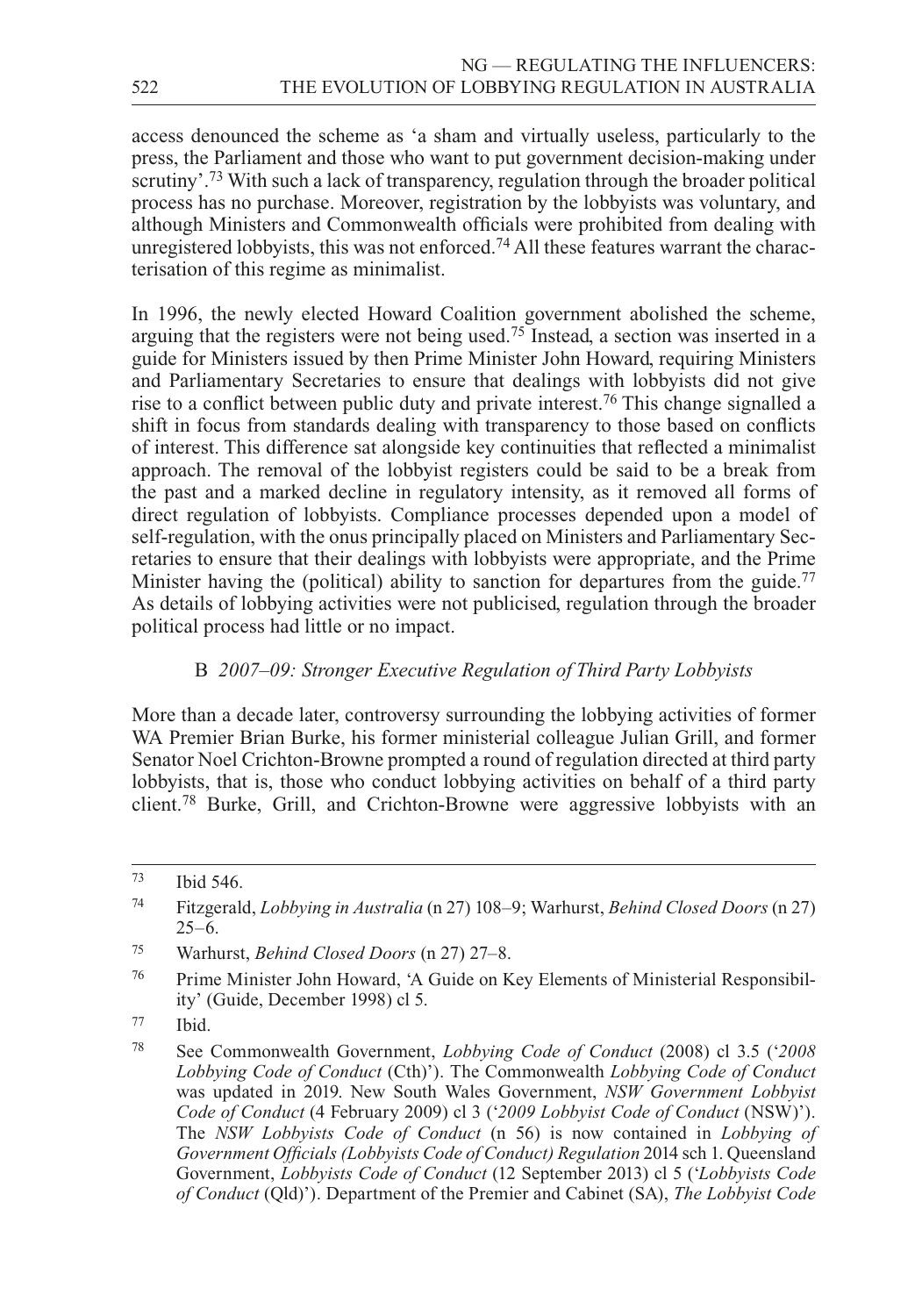access denounced the scheme as 'a sham and virtually useless, particularly to the press, the Parliament and those who want to put government decision-making under scrutiny'.[73] With such a lack of transparency, regulation through the broader political process has no purchase. Moreover, registration by the lobbyists was voluntary, and although Ministers and Commonwealth officials were prohibited from dealing with unregistered lobbyists, this was not enforced.[74] All these features warrant the characterisation of this regime as minimalist.

In 1996, the newly elected Howard Coalition government abolished the scheme, arguing that the registers were not being used.[75] Instead, a section was inserted in a guide for Ministers issued by then Prime Minister John Howard, requiring Ministers and Parliamentary Secretaries to ensure that dealings with lobbyists did not give rise to a conflict between public duty and private interest.[76] This change signalled a shift in focus from standards dealing with transparency to those based on conflicts of interest. This difference sat alongside key continuities that reflected a minimalist approach. The removal of the lobbyist registers could be said to be a break from the past and a marked decline in regulatory intensity, as it removed all forms of direct regulation of lobbyists. Compliance processes depended upon a model of self-regulation, with the onus principally placed on Ministers and Parliamentary Secretaries to ensure that their dealings with lobbyists were appropriate, and the Prime Minister having the (political) ability to sanction for departures from the guide.[77] As details of lobbying activities were not publicised, regulation through the broader political process had little or no impact.

### B *2007–09: Stronger Executive Regulation of Third Party Lobbyists*

More than a decade later, controversy surrounding the lobbying activities of former WA Premier Brian Burke, his former ministerial colleague Julian Grill, and former Senator Noel Crichton-Browne prompted a round of regulation directed at third party lobbyists, that is, those who conduct lobbying activities on behalf of a third party client.[78] Burke, Grill, and Crichton-Browne were aggressive lobbyists with an

---

[73] Ibid 546.

[74] Fitzgerald, *Lobbying in Australia* (n 27) 108–9; Warhurst, *Behind Closed Doors* (n 27) 25–6.

[75] Warhurst, *Behind Closed Doors* (n 27) 27–8.

[76] Prime Minister John Howard, 'A Guide on Key Elements of Ministerial Responsibility' (Guide, December 1998) cl 5.

[77] Ibid.

[78] See Commonwealth Government, *Lobbying Code of Conduct* (2008) cl 3.5 ('*2008 Lobbying Code of Conduct* (Cth)'). The Commonwealth *Lobbying Code of Conduct* was updated in 2019. New South Wales Government, *NSW Government Lobbyist Code of Conduct* (4 February 2009) cl 3 ('*2009 Lobbyist Code of Conduct* (NSW)'). The *NSW Lobbyists Code of Conduct* (n 56) is now contained in *Lobbying of Government Officials (Lobbyists Code of Conduct) Regulation* 2014 sch 1. Queensland Government, *Lobbyists Code of Conduct* (12 September 2013) cl 5 ('*Lobbyists Code of Conduct* (Qld)'). Department of the Premier and Cabinet (SA), *The Lobbyist Code*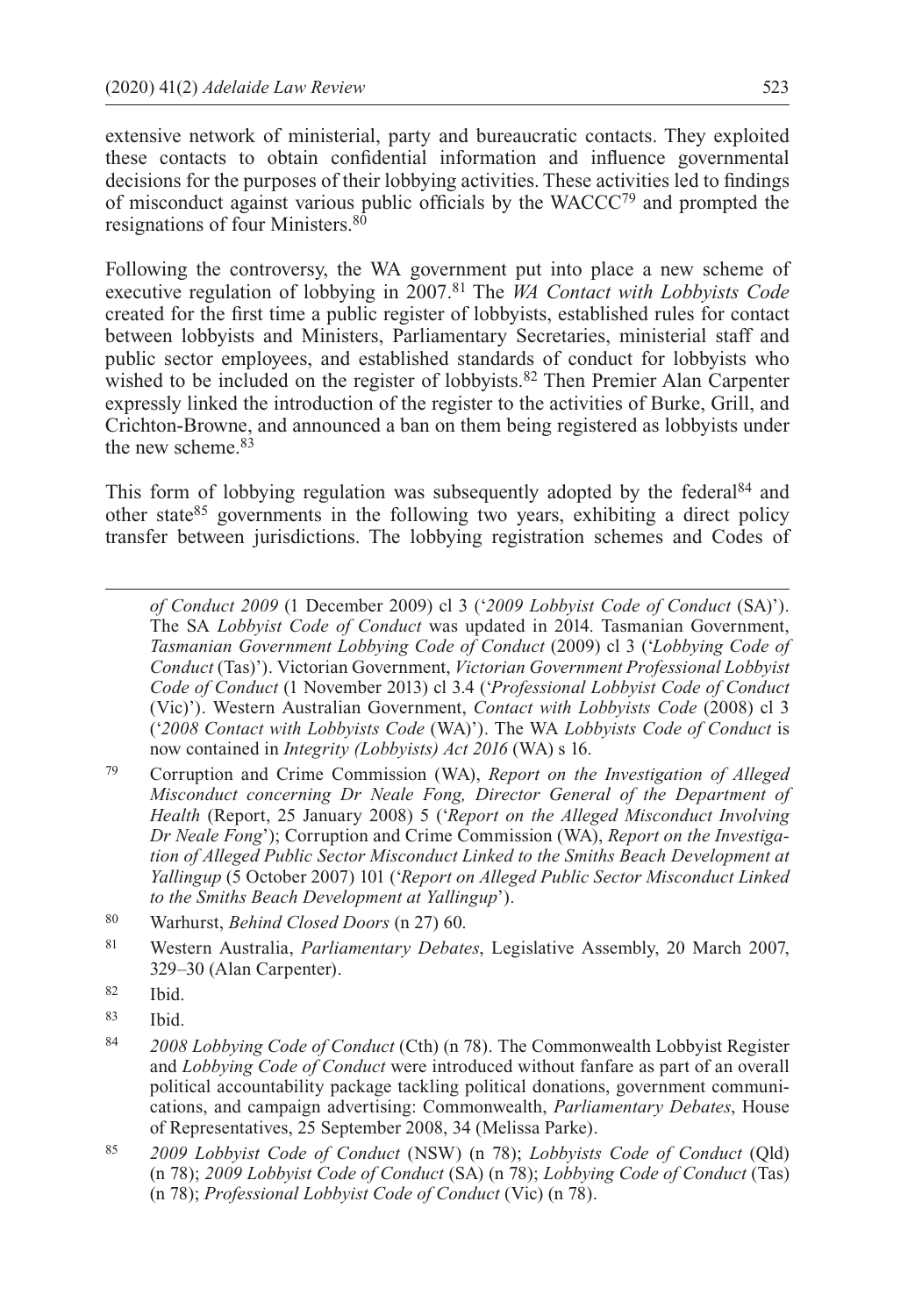extensive network of ministerial, party and bureaucratic contacts. They exploited these contacts to obtain confidential information and influence governmental decisions for the purposes of their lobbying activities. These activities led to findings of misconduct against various public officials by the WACCC[79] and prompted the resignations of four Ministers.[80]

Following the controversy, the WA government put into place a new scheme of executive regulation of lobbying in 2007.[81] The *WA Contact with Lobbyists Code* created for the first time a public register of lobbyists, established rules for contact between lobbyists and Ministers, Parliamentary Secretaries, ministerial staff and public sector employees, and established standards of conduct for lobbyists who wished to be included on the register of lobbyists.[82] Then Premier Alan Carpenter expressly linked the introduction of the register to the activities of Burke, Grill, and Crichton-Browne, and announced a ban on them being registered as lobbyists under the new scheme.[83]

This form of lobbying regulation was subsequently adopted by the federal[84] and other state[85] governments in the following two years, exhibiting a direct policy transfer between jurisdictions. The lobbying registration schemes and Codes of

---

*of Conduct 2009* (1 December 2009) cl 3 ('*2009 Lobbyist Code of Conduct* (SA)'). The SA *Lobbyist Code of Conduct* was updated in 2014. Tasmanian Government, *Tasmanian Government Lobbying Code of Conduct* (2009) cl 3 ('*Lobbying Code of Conduct* (Tas)'). Victorian Government, *Victorian Government Professional Lobbyist Code of Conduct* (1 November 2013) cl 3.4 ('*Professional Lobbyist Code of Conduct* (Vic)'). Western Australian Government, *Contact with Lobbyists Code* (2008) cl 3 ('*2008 Contact with Lobbyists Code* (WA)'). The WA *Lobbyists Code of Conduct* is now contained in *Integrity (Lobbyists) Act 2016* (WA) s 16.

[79] Corruption and Crime Commission (WA), *Report on the Investigation of Alleged Misconduct concerning Dr Neale Fong, Director General of the Department of Health* (Report, 25 January 2008) 5 ('*Report on the Alleged Misconduct Involving Dr Neale Fong*'); Corruption and Crime Commission (WA), *Report on the Investigation of Alleged Public Sector Misconduct Linked to the Smiths Beach Development at Yallingup* (5 October 2007) 101 ('*Report on Alleged Public Sector Misconduct Linked to the Smiths Beach Development at Yallingup*').

[80] Warhurst, *Behind Closed Doors* (n 27) 60.

[81] Western Australia, *Parliamentary Debates*, Legislative Assembly, 20 March 2007, 329–30 (Alan Carpenter).

[82] Ibid.

[83] Ibid.

[84] *2008 Lobbying Code of Conduct* (Cth) (n 78). The Commonwealth Lobbyist Register and *Lobbying Code of Conduct* were introduced without fanfare as part of an overall political accountability package tackling political donations, government communications, and campaign advertising: Commonwealth, *Parliamentary Debates*, House of Representatives, 25 September 2008, 34 (Melissa Parke).

[85] *2009 Lobbyist Code of Conduct* (NSW) (n 78); *Lobbyists Code of Conduct* (Qld) (n 78); *2009 Lobbyist Code of Conduct* (SA) (n 78); *Lobbying Code of Conduct* (Tas) (n 78); *Professional Lobbyist Code of Conduct* (Vic) (n 78).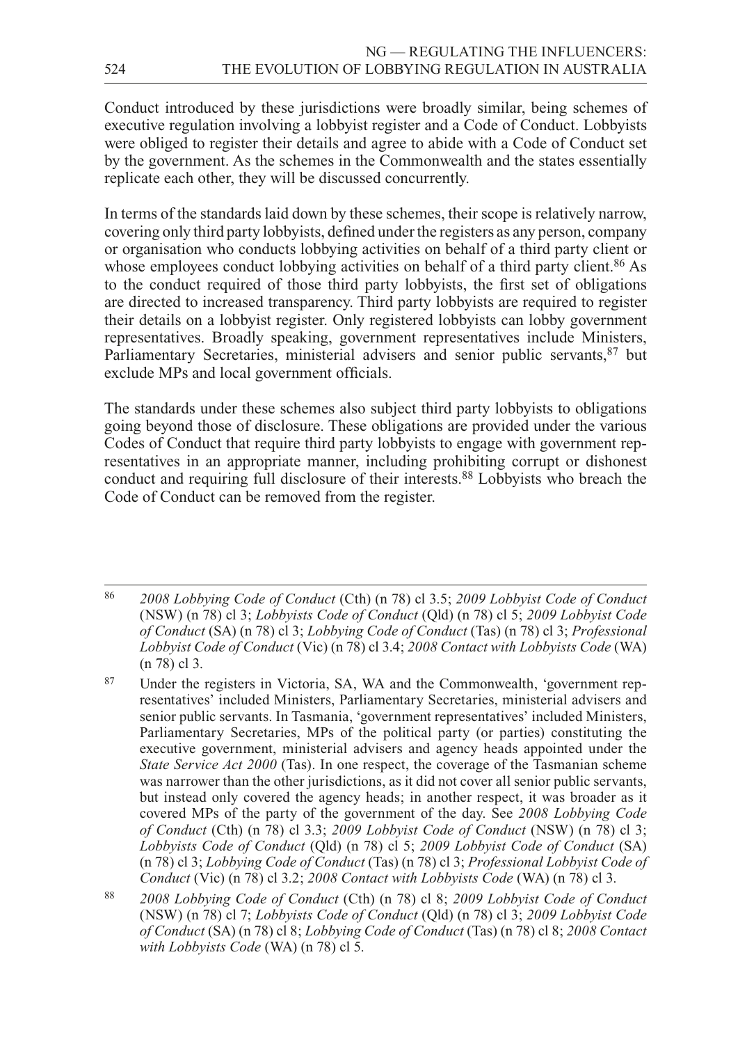Conduct introduced by these jurisdictions were broadly similar, being schemes of executive regulation involving a lobbyist register and a Code of Conduct. Lobbyists were obliged to register their details and agree to abide with a Code of Conduct set by the government. As the schemes in the Commonwealth and the states essentially replicate each other, they will be discussed concurrently.

In terms of the standards laid down by these schemes, their scope is relatively narrow, covering only third party lobbyists, defined under the registers as any person, company or organisation who conducts lobbying activities on behalf of a third party client or whose employees conduct lobbying activities on behalf of a third party client.[86] As to the conduct required of those third party lobbyists, the first set of obligations are directed to increased transparency. Third party lobbyists are required to register their details on a lobbyist register. Only registered lobbyists can lobby government representatives. Broadly speaking, government representatives include Ministers, Parliamentary Secretaries, ministerial advisers and senior public servants,[87] but exclude MPs and local government officials.

The standards under these schemes also subject third party lobbyists to obligations going beyond those of disclosure. These obligations are provided under the various Codes of Conduct that require third party lobbyists to engage with government representatives in an appropriate manner, including prohibiting corrupt or dishonest conduct and requiring full disclosure of their interests.[88] Lobbyists who breach the Code of Conduct can be removed from the register.

---

[86] *2008 Lobbying Code of Conduct* (Cth) (n 78) cl 3.5; *2009 Lobbyist Code of Conduct* (NSW) (n 78) cl 3; *Lobbyists Code of Conduct* (Qld) (n 78) cl 5; *2009 Lobbyist Code of Conduct* (SA) (n 78) cl 3; *Lobbying Code of Conduct* (Tas) (n 78) cl 3; *Professional Lobbyist Code of Conduct* (Vic) (n 78) cl 3.4; *2008 Contact with Lobbyists Code* (WA) (n 78) cl 3.

[87] Under the registers in Victoria, SA, WA and the Commonwealth, 'government representatives' included Ministers, Parliamentary Secretaries, ministerial advisers and senior public servants. In Tasmania, 'government representatives' included Ministers, Parliamentary Secretaries, MPs of the political party (or parties) constituting the executive government, ministerial advisers and agency heads appointed under the *State Service Act 2000* (Tas). In one respect, the coverage of the Tasmanian scheme was narrower than the other jurisdictions, as it did not cover all senior public servants, but instead only covered the agency heads; in another respect, it was broader as it covered MPs of the party of the government of the day. See *2008 Lobbying Code of Conduct* (Cth) (n 78) cl 3.3; *2009 Lobbyist Code of Conduct* (NSW) (n 78) cl 3; *Lobbyists Code of Conduct* (Qld) (n 78) cl 5; *2009 Lobbyist Code of Conduct* (SA) (n 78) cl 3; *Lobbying Code of Conduct* (Tas) (n 78) cl 3; *Professional Lobbyist Code of Conduct* (Vic) (n 78) cl 3.2; *2008 Contact with Lobbyists Code* (WA) (n 78) cl 3.

[88] *2008 Lobbying Code of Conduct* (Cth) (n 78) cl 8; *2009 Lobbyist Code of Conduct* (NSW) (n 78) cl 7; *Lobbyists Code of Conduct* (Qld) (n 78) cl 3; *2009 Lobbyist Code of Conduct* (SA) (n 78) cl 8; *Lobbying Code of Conduct* (Tas) (n 78) cl 8; *2008 Contact with Lobbyists Code* (WA) (n 78) cl 5.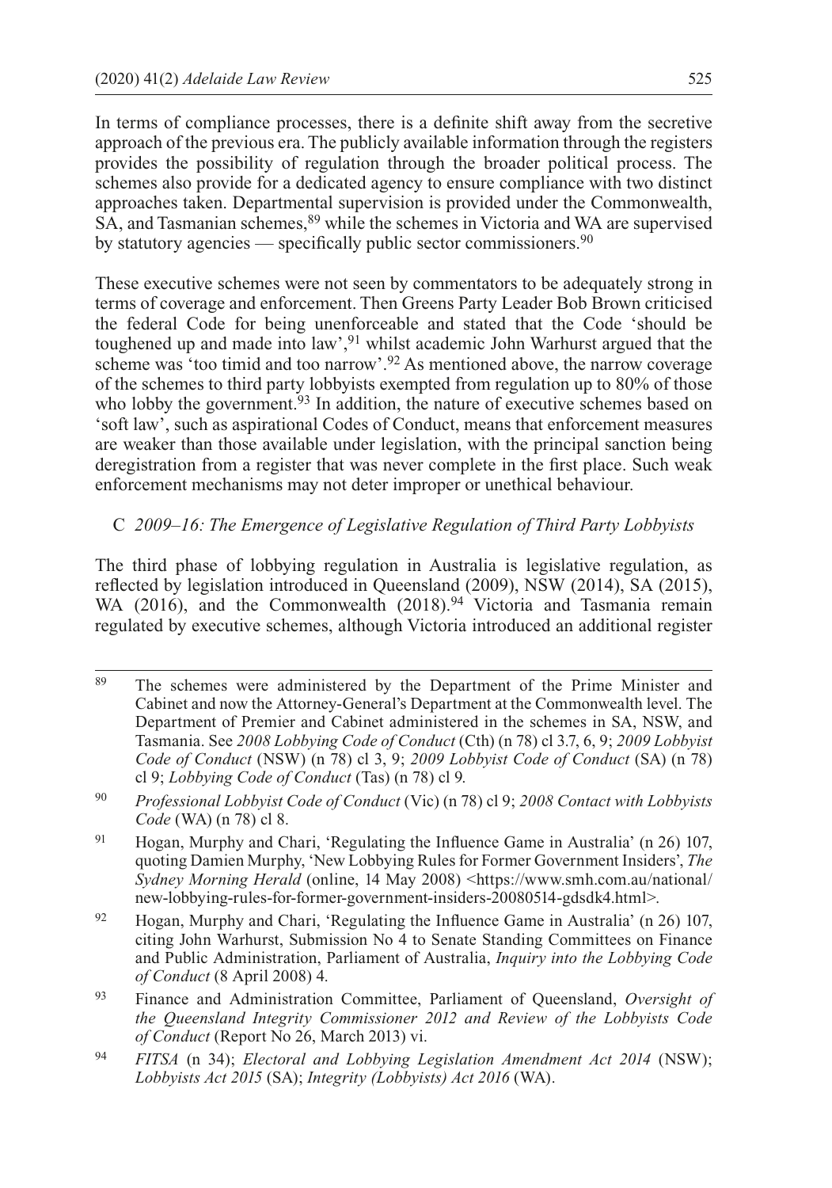In terms of compliance processes, there is a definite shift away from the secretive approach of the previous era. The publicly available information through the registers provides the possibility of regulation through the broader political process. The schemes also provide for a dedicated agency to ensure compliance with two distinct approaches taken. Departmental supervision is provided under the Commonwealth, SA, and Tasmanian schemes,[89] while the schemes in Victoria and WA are supervised by statutory agencies — specifically public sector commissioners.[90]

These executive schemes were not seen by commentators to be adequately strong in terms of coverage and enforcement. Then Greens Party Leader Bob Brown criticised the federal Code for being unenforceable and stated that the Code 'should be toughened up and made into law',[91] whilst academic John Warhurst argued that the scheme was 'too timid and too narrow'.[92] As mentioned above, the narrow coverage of the schemes to third party lobbyists exempted from regulation up to 80% of those who lobby the government.[93] In addition, the nature of executive schemes based on 'soft law', such as aspirational Codes of Conduct, means that enforcement measures are weaker than those available under legislation, with the principal sanction being deregistration from a register that was never complete in the first place. Such weak enforcement mechanisms may not deter improper or unethical behaviour.

### C *2009–16: The Emergence of Legislative Regulation of Third Party Lobbyists*

The third phase of lobbying regulation in Australia is legislative regulation, as reflected by legislation introduced in Queensland (2009), NSW (2014), SA (2015), WA (2016), and the Commonwealth (2018).[94] Victoria and Tasmania remain regulated by executive schemes, although Victoria introduced an additional register

---

[89] The schemes were administered by the Department of the Prime Minister and Cabinet and now the Attorney-General's Department at the Commonwealth level. The Department of Premier and Cabinet administered in the schemes in SA, NSW, and Tasmania. See *2008 Lobbying Code of Conduct* (Cth) (n 78) cl 3.7, 6, 9; *2009 Lobbyist Code of Conduct* (NSW) (n 78) cl 3, 9; *2009 Lobbyist Code of Conduct* (SA) (n 78) cl 9; *Lobbying Code of Conduct* (Tas) (n 78) cl 9.

[90] *Professional Lobbyist Code of Conduct* (Vic) (n 78) cl 9; *2008 Contact with Lobbyists Code* (WA) (n 78) cl 8.

[91] Hogan, Murphy and Chari, 'Regulating the Influence Game in Australia' (n 26) 107, quoting Damien Murphy, 'New Lobbying Rules for Former Government Insiders', *The Sydney Morning Herald* (online, 14 May 2008) <https://www.smh.com.au/national/new-lobbying-rules-for-former-government-insiders-20080514-gdsdk4.html>.

[92] Hogan, Murphy and Chari, 'Regulating the Influence Game in Australia' (n 26) 107, citing John Warhurst, Submission No 4 to Senate Standing Committees on Finance and Public Administration, Parliament of Australia, *Inquiry into the Lobbying Code of Conduct* (8 April 2008) 4.

[93] Finance and Administration Committee, Parliament of Queensland, *Oversight of the Queensland Integrity Commissioner 2012 and Review of the Lobbyists Code of Conduct* (Report No 26, March 2013) vi.

[94] *FITSA* (n 34); *Electoral and Lobbying Legislation Amendment Act 2014* (NSW); *Lobbyists Act 2015* (SA); *Integrity (Lobbyists) Act 2016* (WA).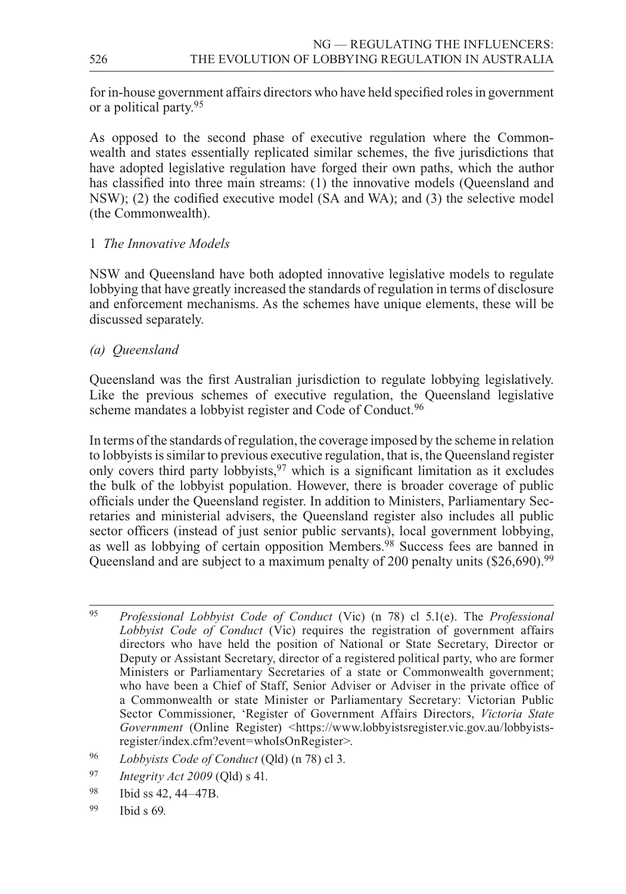for in-house government affairs directors who have held specified roles in government or a political party.[95]

As opposed to the second phase of executive regulation where the Commonwealth and states essentially replicated similar schemes, the five jurisdictions that have adopted legislative regulation have forged their own paths, which the author has classified into three main streams: (1) the innovative models (Queensland and NSW); (2) the codified executive model (SA and WA); and (3) the selective model (the Commonwealth).

### 1 *The Innovative Models*

NSW and Queensland have both adopted innovative legislative models to regulate lobbying that have greatly increased the standards of regulation in terms of disclosure and enforcement mechanisms. As the schemes have unique elements, these will be discussed separately.

#### *(a) Queensland*

Queensland was the first Australian jurisdiction to regulate lobbying legislatively. Like the previous schemes of executive regulation, the Queensland legislative scheme mandates a lobbyist register and Code of Conduct.[96]

In terms of the standards of regulation, the coverage imposed by the scheme in relation to lobbyists is similar to previous executive regulation, that is, the Queensland register only covers third party lobbyists,[97] which is a significant limitation as it excludes the bulk of the lobbyist population. However, there is broader coverage of public officials under the Queensland register. In addition to Ministers, Parliamentary Secretaries and ministerial advisers, the Queensland register also includes all public sector officers (instead of just senior public servants), local government lobbying, as well as lobbying of certain opposition Members.[98] Success fees are banned in Queensland and are subject to a maximum penalty of 200 penalty units ($26,690).[99]

---

[95] *Professional Lobbyist Code of Conduct* (Vic) (n 78) cl 5.1(e). The *Professional Lobbyist Code of Conduct* (Vic) requires the registration of government affairs directors who have held the position of National or State Secretary, Director or Deputy or Assistant Secretary, director of a registered political party, who are former Ministers or Parliamentary Secretaries of a state or Commonwealth government; who have been a Chief of Staff, Senior Adviser or Adviser in the private office of a Commonwealth or state Minister or Parliamentary Secretary: Victorian Public Sector Commissioner, 'Register of Government Affairs Directors, *Victoria State Government* (Online Register) <https://www.lobbyistsregister.vic.gov.au/lobbyists-register/index.cfm?event=whoIsOnRegister>.

[96] *Lobbyists Code of Conduct* (Qld) (n 78) cl 3.

[97] *Integrity Act 2009* (Qld) s 41.

[98] Ibid ss 42, 44–47B.

[99] Ibid s 69.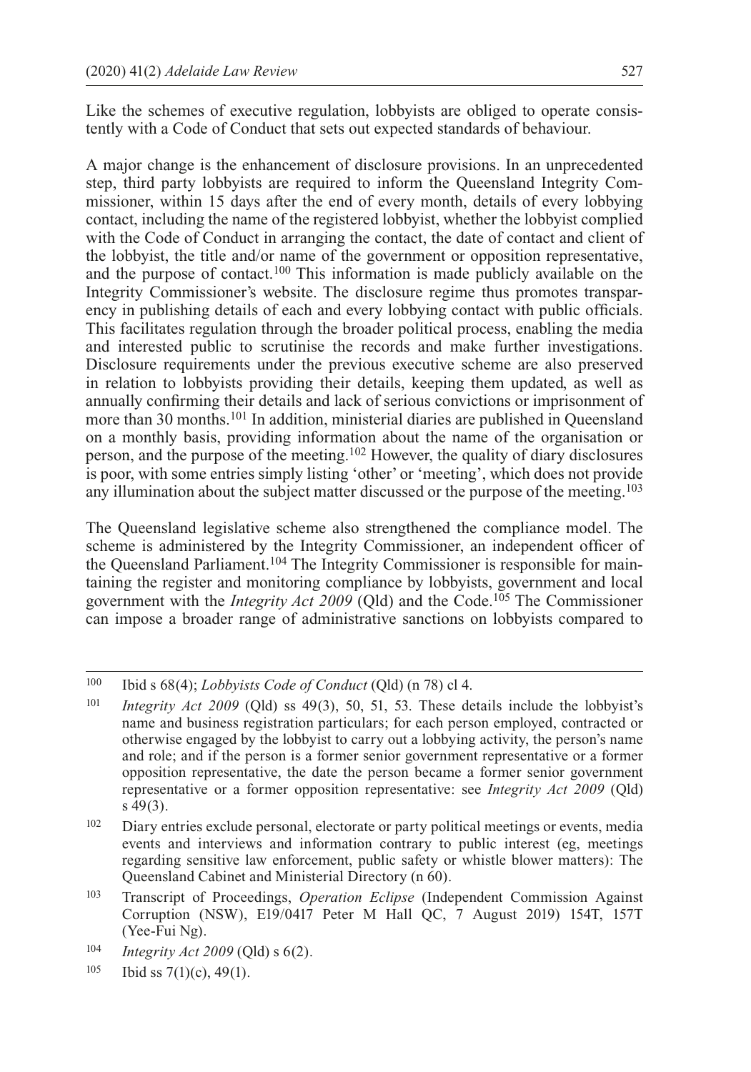Like the schemes of executive regulation, lobbyists are obliged to operate consistently with a Code of Conduct that sets out expected standards of behaviour.

A major change is the enhancement of disclosure provisions. In an unprecedented step, third party lobbyists are required to inform the Queensland Integrity Commissioner, within 15 days after the end of every month, details of every lobbying contact, including the name of the registered lobbyist, whether the lobbyist complied with the Code of Conduct in arranging the contact, the date of contact and client of the lobbyist, the title and/or name of the government or opposition representative, and the purpose of contact.[100] This information is made publicly available on the Integrity Commissioner's website. The disclosure regime thus promotes transparency in publishing details of each and every lobbying contact with public officials. This facilitates regulation through the broader political process, enabling the media and interested public to scrutinise the records and make further investigations. Disclosure requirements under the previous executive scheme are also preserved in relation to lobbyists providing their details, keeping them updated, as well as annually confirming their details and lack of serious convictions or imprisonment of more than 30 months.[101] In addition, ministerial diaries are published in Queensland on a monthly basis, providing information about the name of the organisation or person, and the purpose of the meeting.[102] However, the quality of diary disclosures is poor, with some entries simply listing 'other' or 'meeting', which does not provide any illumination about the subject matter discussed or the purpose of the meeting.[103]

The Queensland legislative scheme also strengthened the compliance model. The scheme is administered by the Integrity Commissioner, an independent officer of the Queensland Parliament.[104] The Integrity Commissioner is responsible for maintaining the register and monitoring compliance by lobbyists, government and local government with the *Integrity Act 2009* (Qld) and the Code.[105] The Commissioner can impose a broader range of administrative sanctions on lobbyists compared to

---

[100] Ibid s 68(4); *Lobbyists Code of Conduct* (Qld) (n 78) cl 4.

[101] *Integrity Act 2009* (Qld) ss 49(3), 50, 51, 53. These details include the lobbyist's name and business registration particulars; for each person employed, contracted or otherwise engaged by the lobbyist to carry out a lobbying activity, the person's name and role; and if the person is a former senior government representative or a former opposition representative, the date the person became a former senior government representative or a former opposition representative: see *Integrity Act 2009* (Qld) s 49(3).

[102] Diary entries exclude personal, electorate or party political meetings or events, media events and interviews and information contrary to public interest (eg, meetings regarding sensitive law enforcement, public safety or whistle blower matters): The Queensland Cabinet and Ministerial Directory (n 60).

[103] Transcript of Proceedings, *Operation Eclipse* (Independent Commission Against Corruption (NSW), E19/0417 Peter M Hall QC, 7 August 2019) 154T, 157T (Yee-Fui Ng).

[104] *Integrity Act 2009* (Qld) s 6(2).

[105] Ibid ss 7(1)(c), 49(1).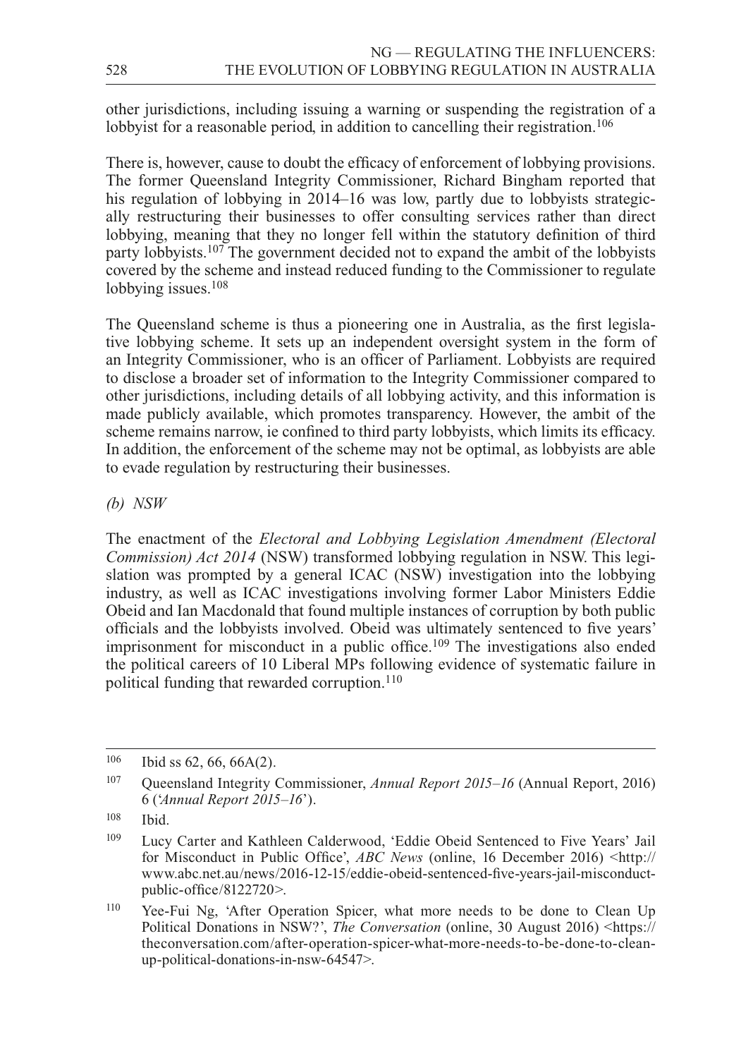other jurisdictions, including issuing a warning or suspending the registration of a lobbyist for a reasonable period, in addition to cancelling their registration.[106]

There is, however, cause to doubt the efficacy of enforcement of lobbying provisions. The former Queensland Integrity Commissioner, Richard Bingham reported that his regulation of lobbying in 2014–16 was low, partly due to lobbyists strategically restructuring their businesses to offer consulting services rather than direct lobbying, meaning that they no longer fell within the statutory definition of third party lobbyists.[107] The government decided not to expand the ambit of the lobbyists covered by the scheme and instead reduced funding to the Commissioner to regulate lobbying issues.[108]

The Queensland scheme is thus a pioneering one in Australia, as the first legislative lobbying scheme. It sets up an independent oversight system in the form of an Integrity Commissioner, who is an officer of Parliament. Lobbyists are required to disclose a broader set of information to the Integrity Commissioner compared to other jurisdictions, including details of all lobbying activity, and this information is made publicly available, which promotes transparency. However, the ambit of the scheme remains narrow, ie confined to third party lobbyists, which limits its efficacy. In addition, the enforcement of the scheme may not be optimal, as lobbyists are able to evade regulation by restructuring their businesses.

*(b) NSW*

The enactment of the *Electoral and Lobbying Legislation Amendment (Electoral Commission) Act 2014* (NSW) transformed lobbying regulation in NSW. This legislation was prompted by a general ICAC (NSW) investigation into the lobbying industry, as well as ICAC investigations involving former Labor Ministers Eddie Obeid and Ian Macdonald that found multiple instances of corruption by both public officials and the lobbyists involved. Obeid was ultimately sentenced to five years' imprisonment for misconduct in a public office.[109] The investigations also ended the political careers of 10 Liberal MPs following evidence of systematic failure in political funding that rewarded corruption.[110]

---

[106] Ibid ss 62, 66, 66A(2).

[107] Queensland Integrity Commissioner, *Annual Report 2015–16* (Annual Report, 2016) 6 ('*Annual Report 2015–16*').

[108] Ibid.

[109] Lucy Carter and Kathleen Calderwood, 'Eddie Obeid Sentenced to Five Years' Jail for Misconduct in Public Office', *ABC News* (online, 16 December 2016) <http://www.abc.net.au/news/2016-12-15/eddie-obeid-sentenced-five-years-jail-misconduct-public-office/8122720>.

[110] Yee-Fui Ng, 'After Operation Spicer, what more needs to be done to Clean Up Political Donations in NSW?', *The Conversation* (online, 30 August 2016) <https://theconversation.com/after-operation-spicer-what-more-needs-to-be-done-to-clean-up-political-donations-in-nsw-64547>.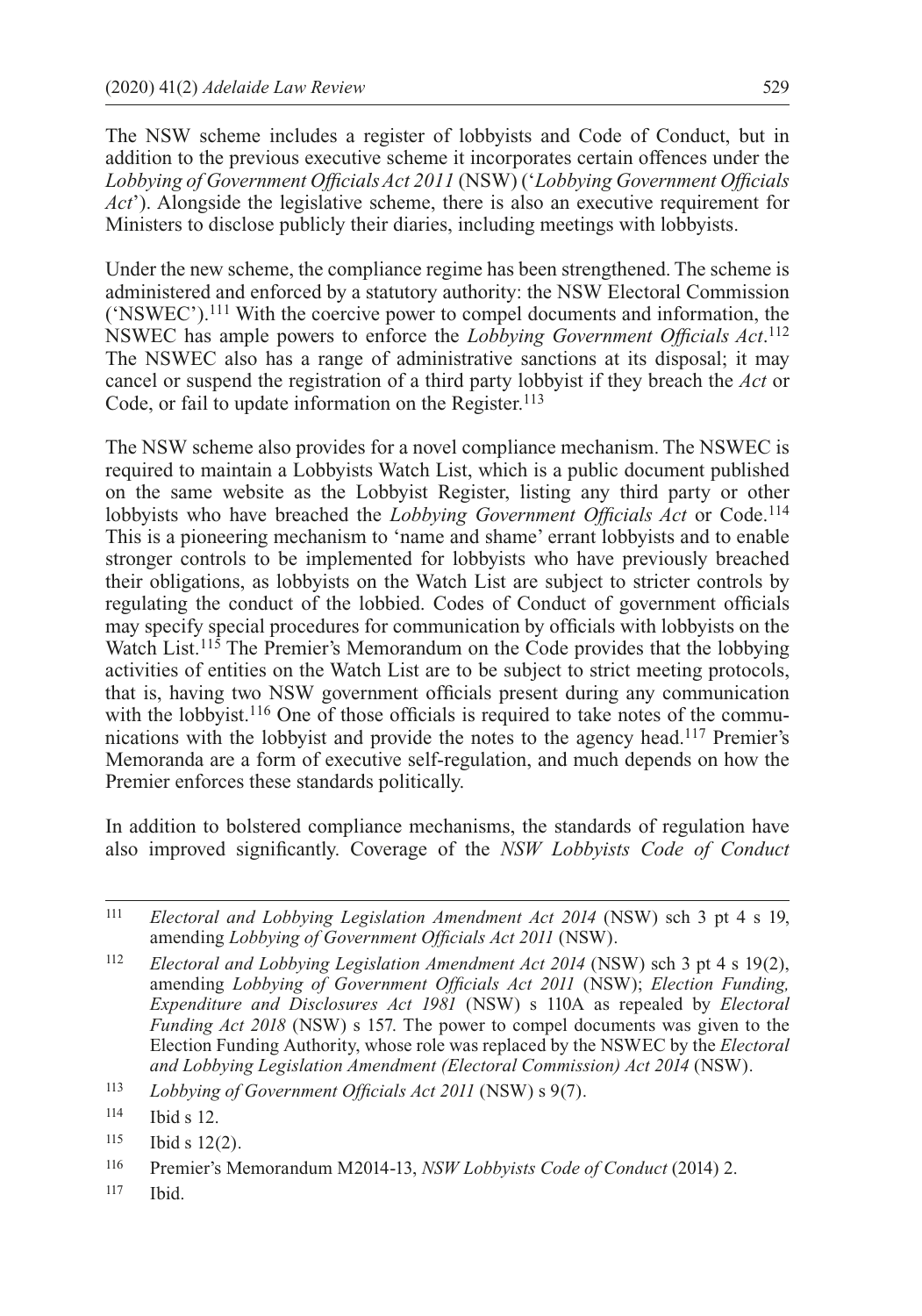The NSW scheme includes a register of lobbyists and Code of Conduct, but in addition to the previous executive scheme it incorporates certain offences under the *Lobbying of Government Officials Act 2011* (NSW) ('*Lobbying Government Officials Act*'). Alongside the legislative scheme, there is also an executive requirement for Ministers to disclose publicly their diaries, including meetings with lobbyists.

Under the new scheme, the compliance regime has been strengthened. The scheme is administered and enforced by a statutory authority: the NSW Electoral Commission ('NSWEC').[111] With the coercive power to compel documents and information, the NSWEC has ample powers to enforce the *Lobbying Government Officials Act*.[112] The NSWEC also has a range of administrative sanctions at its disposal; it may cancel or suspend the registration of a third party lobbyist if they breach the *Act* or Code, or fail to update information on the Register.[113]

The NSW scheme also provides for a novel compliance mechanism. The NSWEC is required to maintain a Lobbyists Watch List, which is a public document published on the same website as the Lobbyist Register, listing any third party or other lobbyists who have breached the *Lobbying Government Officials Act* or Code.[114] This is a pioneering mechanism to 'name and shame' errant lobbyists and to enable stronger controls to be implemented for lobbyists who have previously breached their obligations, as lobbyists on the Watch List are subject to stricter controls by regulating the conduct of the lobbied. Codes of Conduct of government officials may specify special procedures for communication by officials with lobbyists on the Watch List.[115] The Premier's Memorandum on the Code provides that the lobbying activities of entities on the Watch List are to be subject to strict meeting protocols, that is, having two NSW government officials present during any communication with the lobbyist.[116] One of those officials is required to take notes of the communications with the lobbyist and provide the notes to the agency head.[117] Premier's Memoranda are a form of executive self-regulation, and much depends on how the Premier enforces these standards politically.

In addition to bolstered compliance mechanisms, the standards of regulation have also improved significantly. Coverage of the *NSW Lobbyists Code of Conduct*

---

[111] *Electoral and Lobbying Legislation Amendment Act 2014* (NSW) sch 3 pt 4 s 19, amending *Lobbying of Government Officials Act 2011* (NSW).

[112] *Electoral and Lobbying Legislation Amendment Act 2014* (NSW) sch 3 pt 4 s 19(2), amending *Lobbying of Government Officials Act 2011* (NSW); *Election Funding, Expenditure and Disclosures Act 1981* (NSW) s 110A as repealed by *Electoral Funding Act 2018* (NSW) s 157. The power to compel documents was given to the Election Funding Authority, whose role was replaced by the NSWEC by the *Electoral and Lobbying Legislation Amendment (Electoral Commission) Act 2014* (NSW).

[113] *Lobbying of Government Officials Act 2011* (NSW) s 9(7).

[114] Ibid s 12.

[115] Ibid s 12(2).

[116] Premier's Memorandum M2014-13, *NSW Lobbyists Code of Conduct* (2014) 2.

[117] Ibid.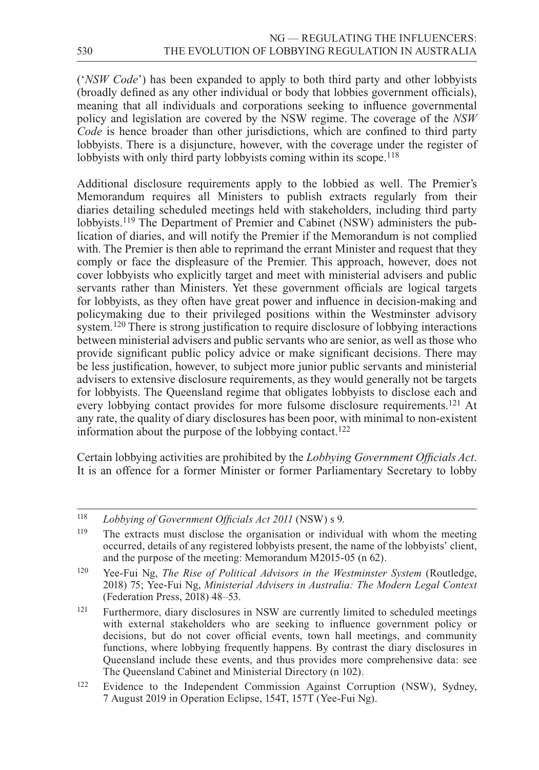('*NSW Code*') has been expanded to apply to both third party and other lobbyists (broadly defined as any other individual or body that lobbies government officials), meaning that all individuals and corporations seeking to influence governmental policy and legislation are covered by the NSW regime. The coverage of the *NSW Code* is hence broader than other jurisdictions, which are confined to third party lobbyists. There is a disjuncture, however, with the coverage under the register of lobbyists with only third party lobbyists coming within its scope.[118]

Additional disclosure requirements apply to the lobbied as well. The Premier's Memorandum requires all Ministers to publish extracts regularly from their diaries detailing scheduled meetings held with stakeholders, including third party lobbyists.[119] The Department of Premier and Cabinet (NSW) administers the publication of diaries, and will notify the Premier if the Memorandum is not complied with. The Premier is then able to reprimand the errant Minister and request that they comply or face the displeasure of the Premier. This approach, however, does not cover lobbyists who explicitly target and meet with ministerial advisers and public servants rather than Ministers. Yet these government officials are logical targets for lobbyists, as they often have great power and influence in decision-making and policymaking due to their privileged positions within the Westminster advisory system.[120] There is strong justification to require disclosure of lobbying interactions between ministerial advisers and public servants who are senior, as well as those who provide significant public policy advice or make significant decisions. There may be less justification, however, to subject more junior public servants and ministerial advisers to extensive disclosure requirements, as they would generally not be targets for lobbyists. The Queensland regime that obligates lobbyists to disclose each and every lobbying contact provides for more fulsome disclosure requirements.[121] At any rate, the quality of diary disclosures has been poor, with minimal to non-existent information about the purpose of the lobbying contact.[122]

Certain lobbying activities are prohibited by the *Lobbying Government Officials Act*. It is an offence for a former Minister or former Parliamentary Secretary to lobby

---

[118] *Lobbying of Government Officials Act 2011* (NSW) s 9.

[119] The extracts must disclose the organisation or individual with whom the meeting occurred, details of any registered lobbyists present, the name of the lobbyists' client, and the purpose of the meeting: Memorandum M2015-05 (n 62).

[120] Yee-Fui Ng, *The Rise of Political Advisors in the Westminster System* (Routledge, 2018) 75; Yee-Fui Ng, *Ministerial Advisers in Australia: The Modern Legal Context* (Federation Press, 2018) 48–53.

[121] Furthermore, diary disclosures in NSW are currently limited to scheduled meetings with external stakeholders who are seeking to influence government policy or decisions, but do not cover official events, town hall meetings, and community functions, where lobbying frequently happens. By contrast the diary disclosures in Queensland include these events, and thus provides more comprehensive data: see The Queensland Cabinet and Ministerial Directory (n 102).

[122] Evidence to the Independent Commission Against Corruption (NSW), Sydney, 7 August 2019 in Operation Eclipse, 154T, 157T (Yee-Fui Ng).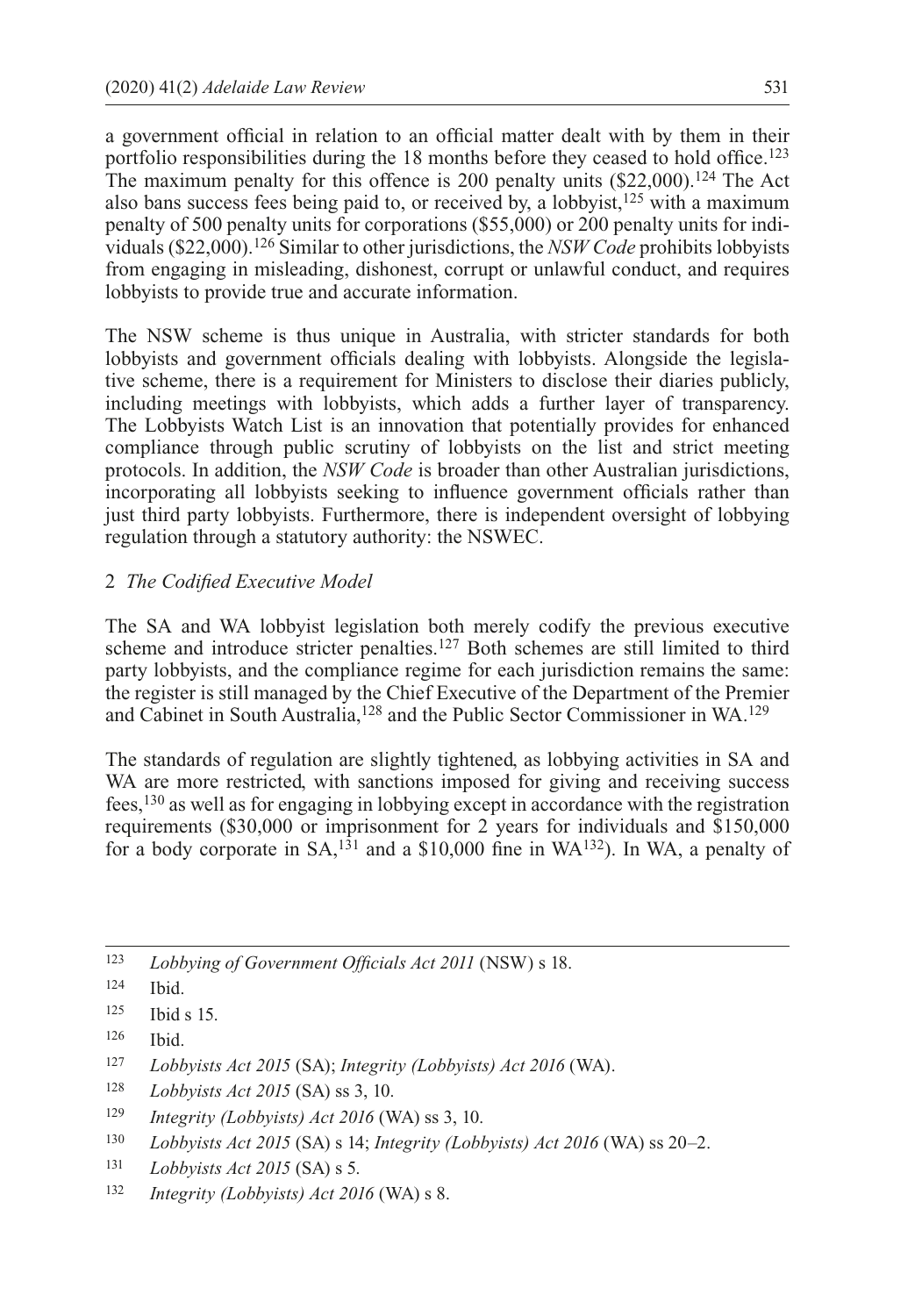a government official in relation to an official matter dealt with by them in their portfolio responsibilities during the 18 months before they ceased to hold office.[123] The maximum penalty for this offence is 200 penalty units ($22,000).[124] The Act also bans success fees being paid to, or received by, a lobbyist,[125] with a maximum penalty of 500 penalty units for corporations ($55,000) or 200 penalty units for individuals ($22,000).[126] Similar to other jurisdictions, the *NSW Code* prohibits lobbyists from engaging in misleading, dishonest, corrupt or unlawful conduct, and requires lobbyists to provide true and accurate information.

The NSW scheme is thus unique in Australia, with stricter standards for both lobbyists and government officials dealing with lobbyists. Alongside the legislative scheme, there is a requirement for Ministers to disclose their diaries publicly, including meetings with lobbyists, which adds a further layer of transparency. The Lobbyists Watch List is an innovation that potentially provides for enhanced compliance through public scrutiny of lobbyists on the list and strict meeting protocols. In addition, the *NSW Code* is broader than other Australian jurisdictions, incorporating all lobbyists seeking to influence government officials rather than just third party lobbyists. Furthermore, there is independent oversight of lobbying regulation through a statutory authority: the NSWEC.

### 2 *The Codified Executive Model*

The SA and WA lobbyist legislation both merely codify the previous executive scheme and introduce stricter penalties.[127] Both schemes are still limited to third party lobbyists, and the compliance regime for each jurisdiction remains the same: the register is still managed by the Chief Executive of the Department of the Premier and Cabinet in South Australia,[128] and the Public Sector Commissioner in WA.[129]

The standards of regulation are slightly tightened, as lobbying activities in SA and WA are more restricted, with sanctions imposed for giving and receiving success fees,[130] as well as for engaging in lobbying except in accordance with the registration requirements ($30,000 or imprisonment for 2 years for individuals and $150,000 for a body corporate in SA,[131] and a $10,000 fine in WA[132]). In WA, a penalty of

---

[123] *Lobbying of Government Officials Act 2011* (NSW) s 18.

[124] Ibid.

[125] Ibid s 15.

[126] Ibid.

[127] *Lobbyists Act 2015* (SA); *Integrity (Lobbyists) Act 2016* (WA).

[128] *Lobbyists Act 2015* (SA) ss 3, 10.

[129] *Integrity (Lobbyists) Act 2016* (WA) ss 3, 10.

[130] *Lobbyists Act 2015* (SA) s 14; *Integrity (Lobbyists) Act 2016* (WA) ss 20–2.

[131] *Lobbyists Act 2015* (SA) s 5.

[132] *Integrity (Lobbyists) Act 2016* (WA) s 8.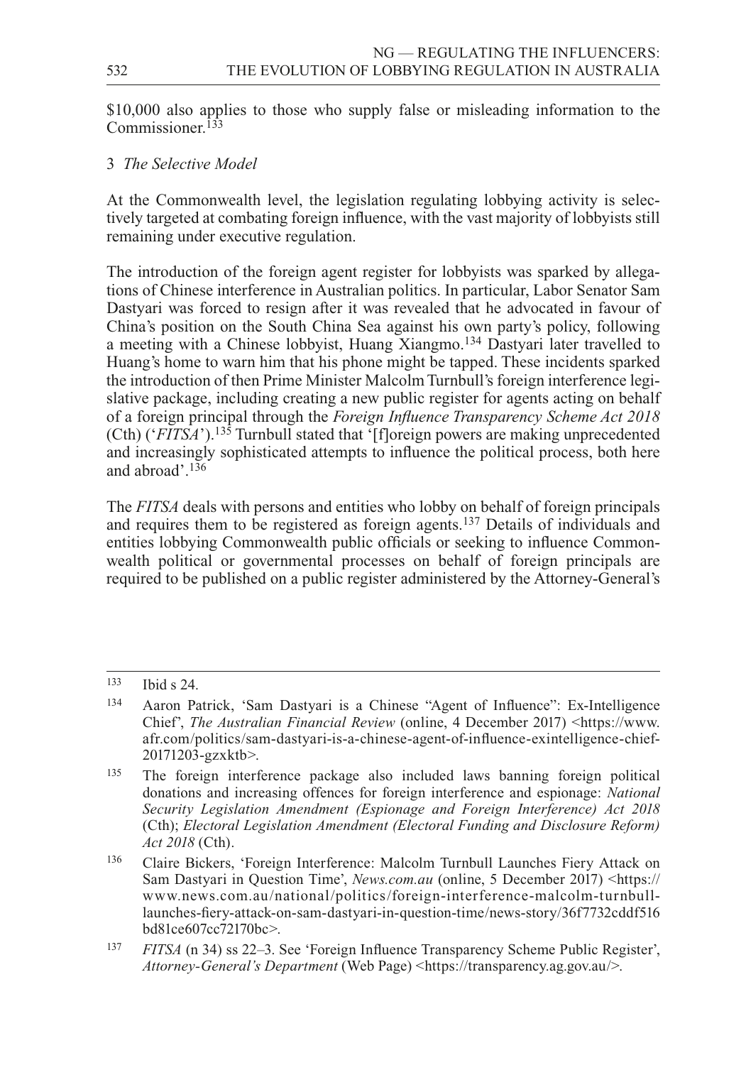$10,000 also applies to those who supply false or misleading information to the Commissioner.[133]

### 3 *The Selective Model*

At the Commonwealth level, the legislation regulating lobbying activity is selectively targeted at combating foreign influence, with the vast majority of lobbyists still remaining under executive regulation.

The introduction of the foreign agent register for lobbyists was sparked by allegations of Chinese interference in Australian politics. In particular, Labor Senator Sam Dastyari was forced to resign after it was revealed that he advocated in favour of China's position on the South China Sea against his own party's policy, following a meeting with a Chinese lobbyist, Huang Xiangmo.[134] Dastyari later travelled to Huang's home to warn him that his phone might be tapped. These incidents sparked the introduction of then Prime Minister Malcolm Turnbull's foreign interference legislative package, including creating a new public register for agents acting on behalf of a foreign principal through the *Foreign Influence Transparency Scheme Act 2018* (Cth) ('*FITSA*').[135] Turnbull stated that '[f]oreign powers are making unprecedented and increasingly sophisticated attempts to influence the political process, both here and abroad'.[136]

The *FITSA* deals with persons and entities who lobby on behalf of foreign principals and requires them to be registered as foreign agents.[137] Details of individuals and entities lobbying Commonwealth public officials or seeking to influence Commonwealth political or governmental processes on behalf of foreign principals are required to be published on a public register administered by the Attorney-General's

---

[133] Ibid s 24.

[134] Aaron Patrick, 'Sam Dastyari is a Chinese "Agent of Influence": Ex-Intelligence Chief', *The Australian Financial Review* (online, 4 December 2017) <https://www.afr.com/politics/sam-dastyari-is-a-chinese-agent-of-influence-exintelligence-chief-20171203-gzxktb>.

[135] The foreign interference package also included laws banning foreign political donations and increasing offences for foreign interference and espionage: *National Security Legislation Amendment (Espionage and Foreign Interference) Act 2018* (Cth); *Electoral Legislation Amendment (Electoral Funding and Disclosure Reform) Act 2018* (Cth).

[136] Claire Bickers, 'Foreign Interference: Malcolm Turnbull Launches Fiery Attack on Sam Dastyari in Question Time', *News.com.au* (online, 5 December 2017) <https://www.news.com.au/national/politics/foreign-interference-malcolm-turnbull-launches-fiery-attack-on-sam-dastyari-in-question-time/news-story/36f7732cddf516bd81ce607cc72170bc>.

[137] *FITSA* (n 34) ss 22–3. See 'Foreign Influence Transparency Scheme Public Register', *Attorney-General's Department* (Web Page) <https://transparency.ag.gov.au/>.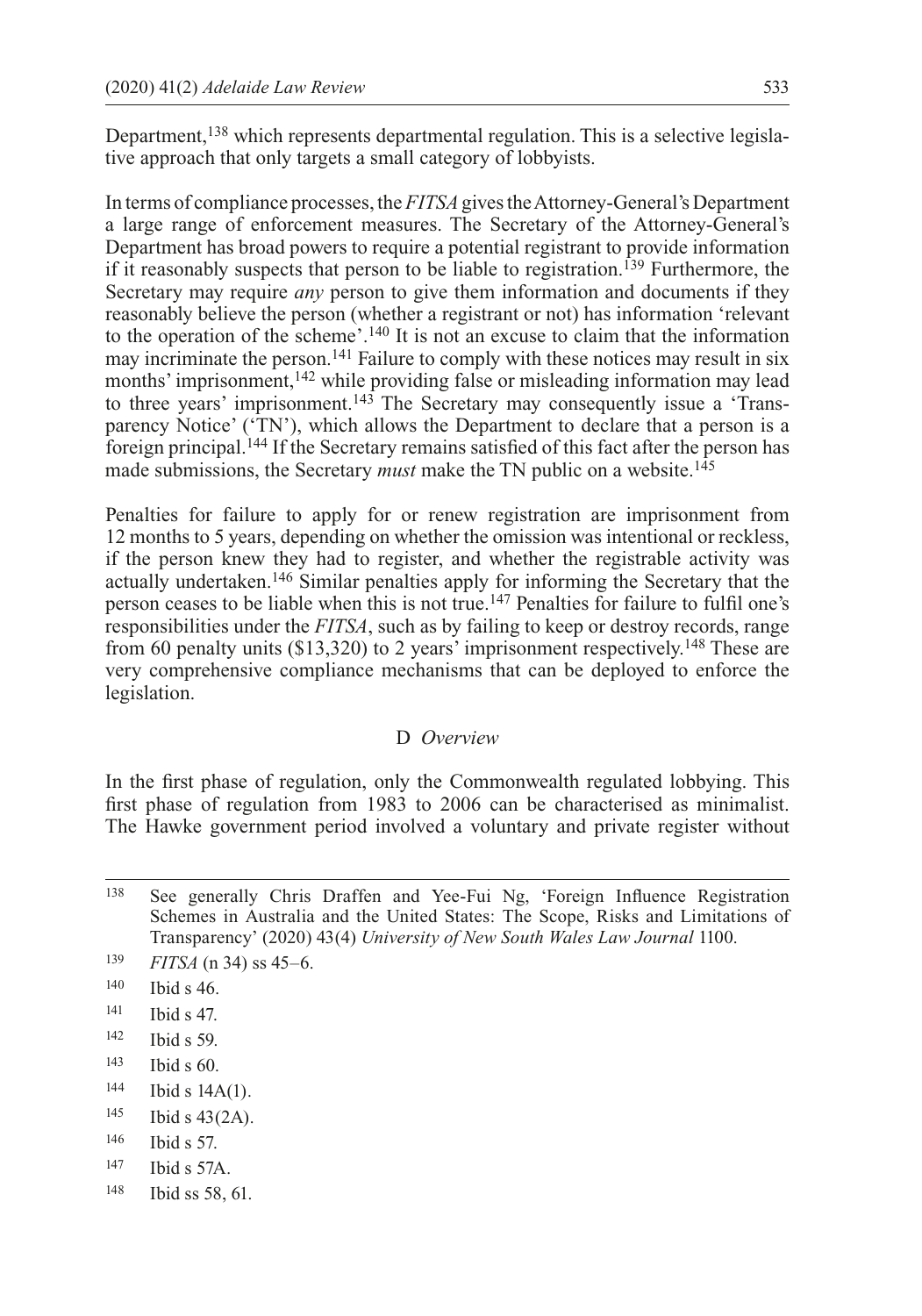Department,[138] which represents departmental regulation. This is a selective legislative approach that only targets a small category of lobbyists.

In terms of compliance processes, the *FITSA* gives the Attorney-General's Department a large range of enforcement measures. The Secretary of the Attorney-General's Department has broad powers to require a potential registrant to provide information if it reasonably suspects that person to be liable to registration.[139] Furthermore, the Secretary may require *any* person to give them information and documents if they reasonably believe the person (whether a registrant or not) has information 'relevant to the operation of the scheme'.[140] It is not an excuse to claim that the information may incriminate the person.[141] Failure to comply with these notices may result in six months' imprisonment,[142] while providing false or misleading information may lead to three years' imprisonment.[143] The Secretary may consequently issue a 'Transparency Notice' ('TN'), which allows the Department to declare that a person is a foreign principal.[144] If the Secretary remains satisfied of this fact after the person has made submissions, the Secretary *must* make the TN public on a website.[145]

Penalties for failure to apply for or renew registration are imprisonment from 12 months to 5 years, depending on whether the omission was intentional or reckless, if the person knew they had to register, and whether the registrable activity was actually undertaken.[146] Similar penalties apply for informing the Secretary that the person ceases to be liable when this is not true.[147] Penalties for failure to fulfil one's responsibilities under the *FITSA*, such as by failing to keep or destroy records, range from 60 penalty units ($13,320) to 2 years' imprisonment respectively.[148] These are very comprehensive compliance mechanisms that can be deployed to enforce the legislation.

### D *Overview*

In the first phase of regulation, only the Commonwealth regulated lobbying. This first phase of regulation from 1983 to 2006 can be characterised as minimalist. The Hawke government period involved a voluntary and private register without

---

[138] See generally Chris Draffen and Yee-Fui Ng, 'Foreign Influence Registration Schemes in Australia and the United States: The Scope, Risks and Limitations of Transparency' (2020) 43(4) *University of New South Wales Law Journal* 1100.

[139] *FITSA* (n 34) ss 45–6.

[140] Ibid s 46.

[141] Ibid s 47.

[142] Ibid s 59.

[143] Ibid s 60.

[144] Ibid s 14A(1).

[145] Ibid s 43(2A).

[146] Ibid s 57.

[147] Ibid s 57A.

[148] Ibid ss 58, 61.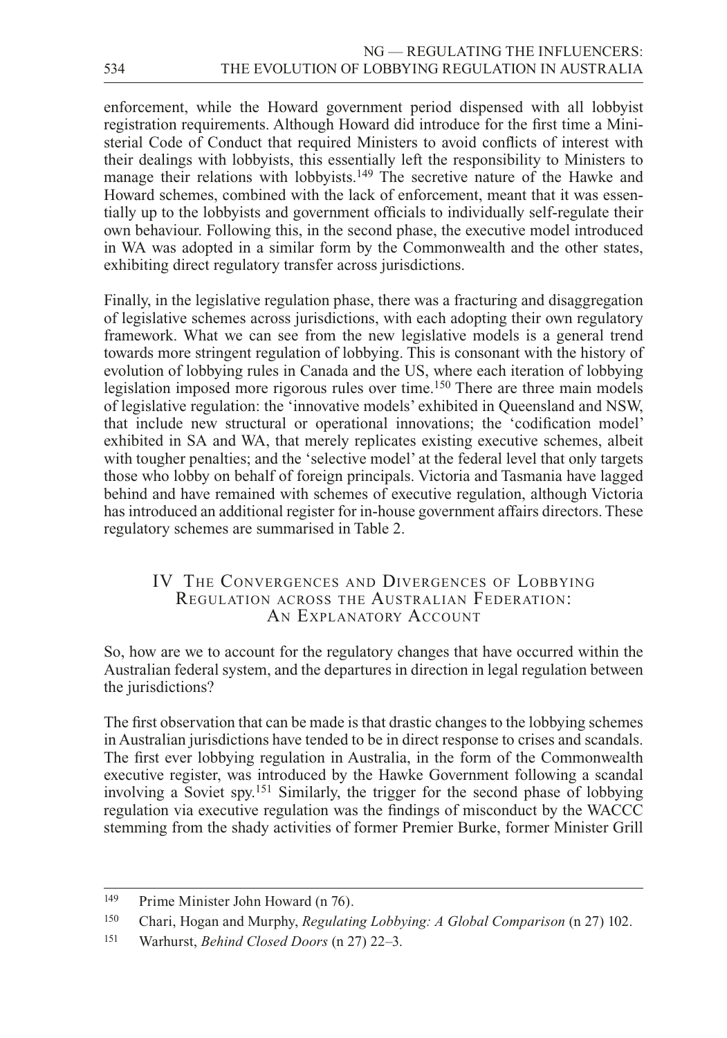enforcement, while the Howard government period dispensed with all lobbyist registration requirements. Although Howard did introduce for the first time a Ministerial Code of Conduct that required Ministers to avoid conflicts of interest with their dealings with lobbyists, this essentially left the responsibility to Ministers to manage their relations with lobbyists.[149] The secretive nature of the Hawke and Howard schemes, combined with the lack of enforcement, meant that it was essentially up to the lobbyists and government officials to individually self-regulate their own behaviour. Following this, in the second phase, the executive model introduced in WA was adopted in a similar form by the Commonwealth and the other states, exhibiting direct regulatory transfer across jurisdictions.

Finally, in the legislative regulation phase, there was a fracturing and disaggregation of legislative schemes across jurisdictions, with each adopting their own regulatory framework. What we can see from the new legislative models is a general trend towards more stringent regulation of lobbying. This is consonant with the history of evolution of lobbying rules in Canada and the US, where each iteration of lobbying legislation imposed more rigorous rules over time.[150] There are three main models of legislative regulation: the 'innovative models' exhibited in Queensland and NSW, that include new structural or operational innovations; the 'codification model' exhibited in SA and WA, that merely replicates existing executive schemes, albeit with tougher penalties; and the 'selective model' at the federal level that only targets those who lobby on behalf of foreign principals. Victoria and Tasmania have lagged behind and have remained with schemes of executive regulation, although Victoria has introduced an additional register for in-house government affairs directors. These regulatory schemes are summarised in Table 2.

## IV The Convergences and Divergences of Lobbying Regulation across the Australian Federation: An Explanatory Account

So, how are we to account for the regulatory changes that have occurred within the Australian federal system, and the departures in direction in legal regulation between the jurisdictions?

The first observation that can be made is that drastic changes to the lobbying schemes in Australian jurisdictions have tended to be in direct response to crises and scandals. The first ever lobbying regulation in Australia, in the form of the Commonwealth executive register, was introduced by the Hawke Government following a scandal involving a Soviet spy.[151] Similarly, the trigger for the second phase of lobbying regulation via executive regulation was the findings of misconduct by the WACCC stemming from the shady activities of former Premier Burke, former Minister Grill

---

[149] Prime Minister John Howard (n 76).

[150] Chari, Hogan and Murphy, *Regulating Lobbying: A Global Comparison* (n 27) 102.

[151] Warhurst, *Behind Closed Doors* (n 27) 22–3.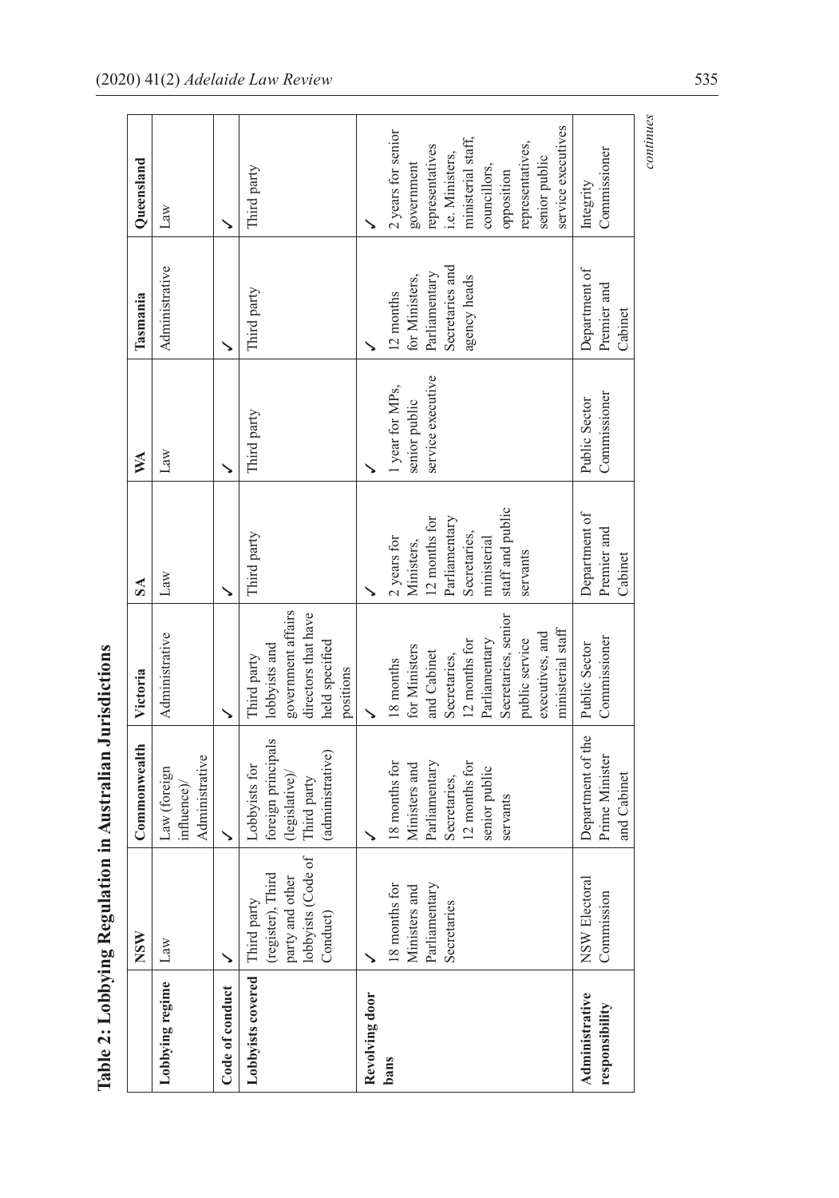**Table 2: Lobbying Regulation in Australian Jurisdictions**

| | NSW | Commonwealth | Victoria | SA | WA | Tasmania | Queensland |
|---|---|---|---|---|---|---|---|
| **Lobbying regime** | Law | Law (foreign influence)/ Administrative | Administrative | Law | Law | Administrative | Law |
| **Code of conduct** | ✓ | ✓ | ✓ | ✓ | ✓ | ✓ | ✓ |
| **Lobbyists covered** | Third party (register), Third party and other lobbyists (Code of Conduct) | Lobbyists for foreign principals (legislative)/ Third party (administrative) | Third party lobbyists and government affairs directors that have held specified positions | Third party | Third party | Third party | Third party |
| **Revolving door bans** | ✓ 18 months for Ministers and Parliamentary Secretaries | ✓ 18 months for Ministers and Parliamentary Secretaries, 12 months for senior public servants | ✓ 18 months for Ministers and Cabinet Secretaries, 12 months for Parliamentary Secretaries, senior public service executives, and ministerial staff | ✓ 2 years for Ministers, 12 months for Parliamentary Secretaries, ministerial staff and public servants | ✓ 1 year for MPs, senior public service executive | ✓ 12 months for Ministers, Parliamentary Secretaries and agency heads | ✓ 2 years for senior government representatives i.e. Ministers, ministerial staff, councillors, opposition representatives, senior public service executives |
| **Administrative responsibility** | NSW Electoral Commission | Department of the Prime Minister and Cabinet | Public Sector Commissioner | Department of Premier and Cabinet | Public Sector Commissioner | Department of Premier and Cabinet | Integrity Commissioner |

*continues*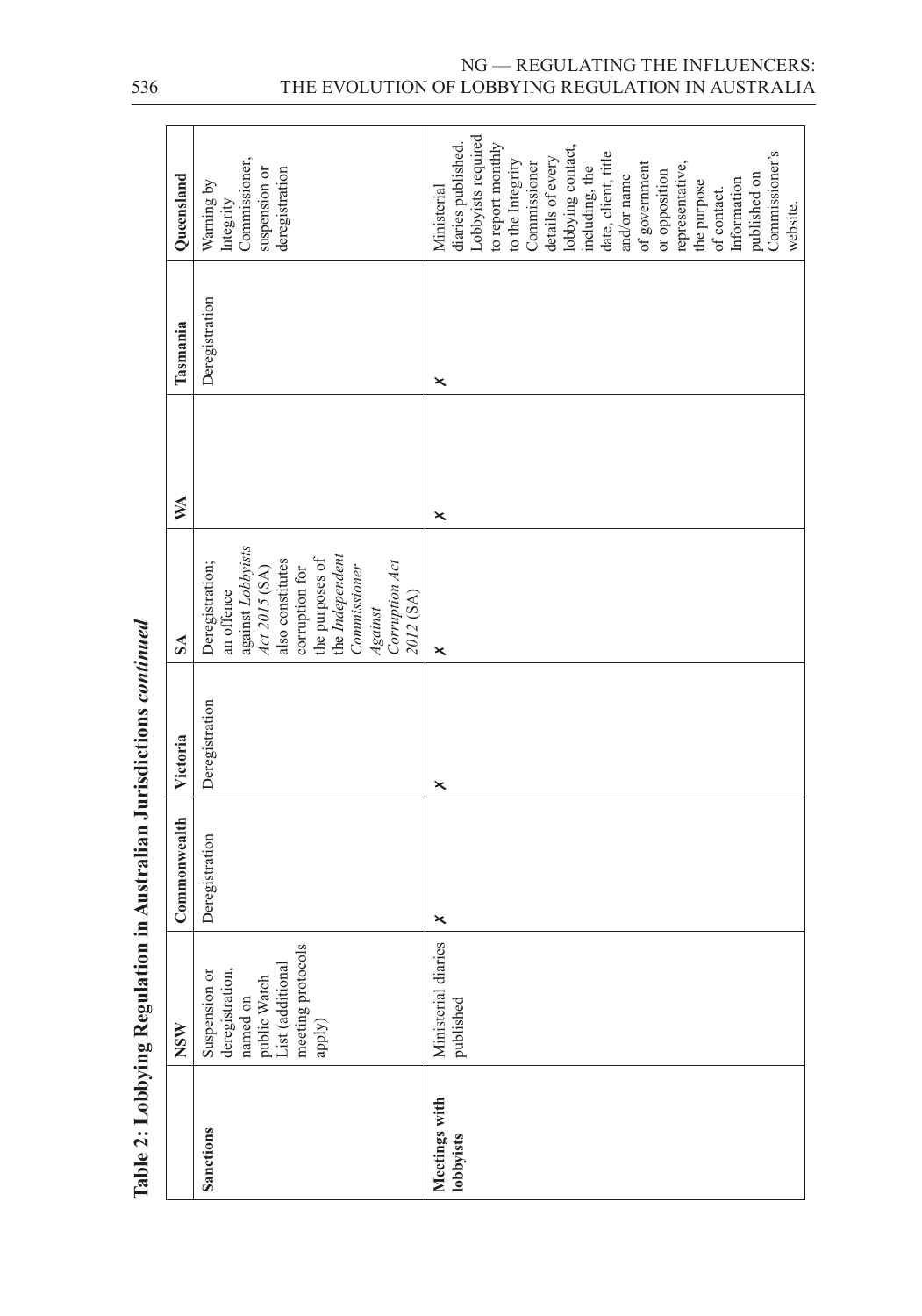**Table 2: Lobbying Regulation in Australian Jurisdictions *continued***

| | NSW | Commonwealth | Victoria | SA | WA | Tasmania | Queensland |
|---|---|---|---|---|---|---|---|
| **Sanctions** | Suspension or deregistration, named on public Watch List (additional meeting protocols apply) | Deregistration | Deregistration | Deregistration; an offence against *Lobbyists Act 2015* (SA) also constitutes corruption for the purposes of the *Independent Commissioner Against Corruption Act 2012* (SA) | | Deregistration | Warning by Integrity Commissioner, suspension or deregistration |
| **Meetings with lobbyists** | Ministerial diaries published | ✗ | ✗ | ✗ | ✗ | ✗ | Ministerial diaries published. Lobbyists required to report monthly to the Integrity Commissioner details of every lobbying contact, including, the date, client, title and/or name of government or opposition representative, the purpose of contact. Information published on Commissioner's website. |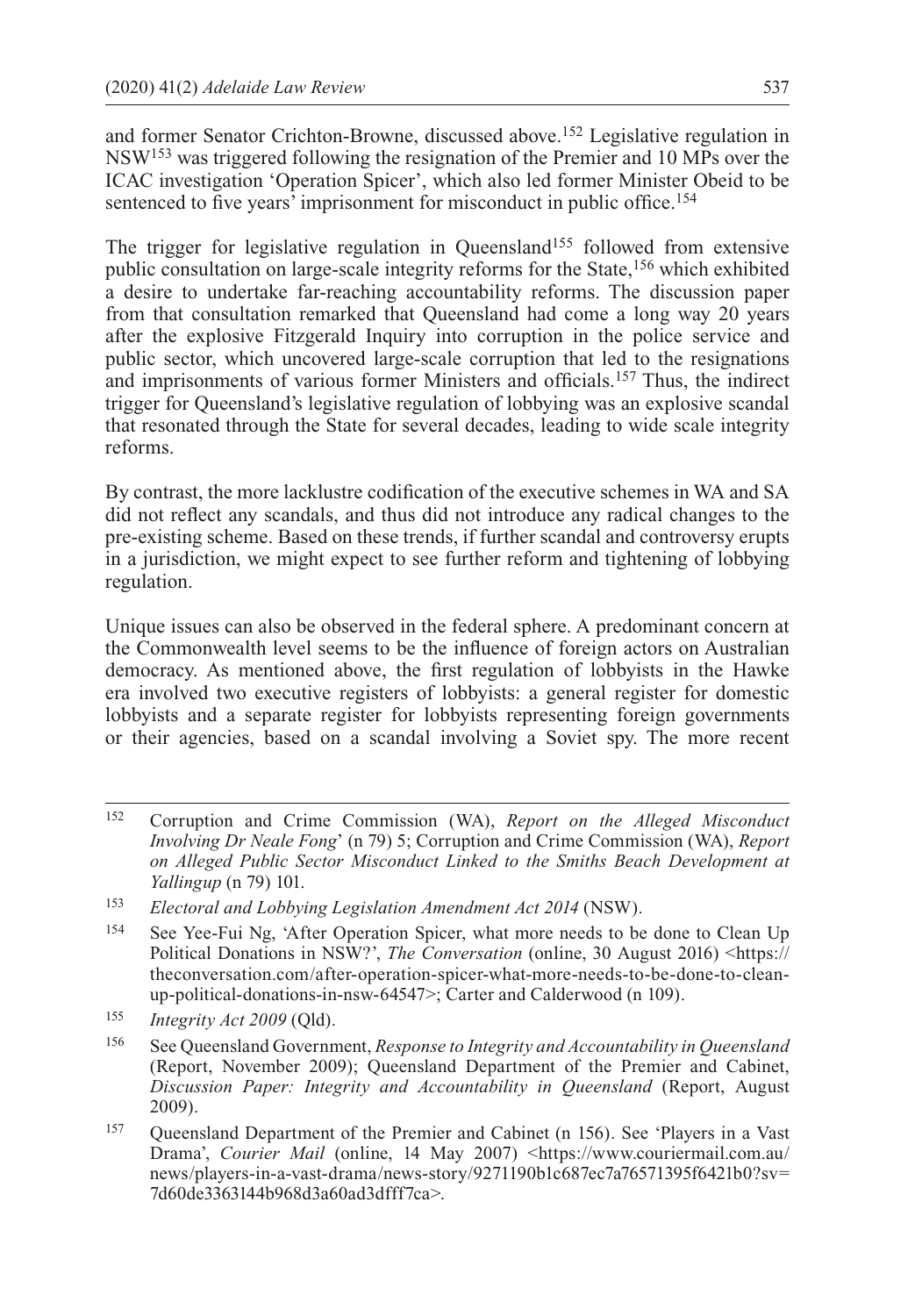and former Senator Crichton-Browne, discussed above.[152] Legislative regulation in NSW[153] was triggered following the resignation of the Premier and 10 MPs over the ICAC investigation 'Operation Spicer', which also led former Minister Obeid to be sentenced to five years' imprisonment for misconduct in public office.[154]

The trigger for legislative regulation in Queensland[155] followed from extensive public consultation on large-scale integrity reforms for the State,[156] which exhibited a desire to undertake far-reaching accountability reforms. The discussion paper from that consultation remarked that Queensland had come a long way 20 years after the explosive Fitzgerald Inquiry into corruption in the police service and public sector, which uncovered large-scale corruption that led to the resignations and imprisonments of various former Ministers and officials.[157] Thus, the indirect trigger for Queensland's legislative regulation of lobbying was an explosive scandal that resonated through the State for several decades, leading to wide scale integrity reforms.

By contrast, the more lacklustre codification of the executive schemes in WA and SA did not reflect any scandals, and thus did not introduce any radical changes to the pre-existing scheme. Based on these trends, if further scandal and controversy erupts in a jurisdiction, we might expect to see further reform and tightening of lobbying regulation.

Unique issues can also be observed in the federal sphere. A predominant concern at the Commonwealth level seems to be the influence of foreign actors on Australian democracy. As mentioned above, the first regulation of lobbyists in the Hawke era involved two executive registers of lobbyists: a general register for domestic lobbyists and a separate register for lobbyists representing foreign governments or their agencies, based on a scandal involving a Soviet spy. The more recent

---

[152] Corruption and Crime Commission (WA), *Report on the Alleged Misconduct Involving Dr Neale Fong*' (n 79) 5; Corruption and Crime Commission (WA), *Report on Alleged Public Sector Misconduct Linked to the Smiths Beach Development at Yallingup* (n 79) 101.

[153] *Electoral and Lobbying Legislation Amendment Act 2014* (NSW).

[154] See Yee-Fui Ng, 'After Operation Spicer, what more needs to be done to Clean Up Political Donations in NSW?', *The Conversation* (online, 30 August 2016) <https://theconversation.com/after-operation-spicer-what-more-needs-to-be-done-to-clean-up-political-donations-in-nsw-64547>; Carter and Calderwood (n 109).

[155] *Integrity Act 2009* (Qld).

[156] See Queensland Government, *Response to Integrity and Accountability in Queensland* (Report, November 2009); Queensland Department of the Premier and Cabinet, *Discussion Paper: Integrity and Accountability in Queensland* (Report, August 2009).

[157] Queensland Department of the Premier and Cabinet (n 156). See 'Players in a Vast Drama', *Courier Mail* (online, 14 May 2007) <https://www.couriermail.com.au/news/players-in-a-vast-drama/news-story/9271190b1c687ec7a76571395f6421b0?sv=7d60de3363144b968d3a60ad3dfff7ca>.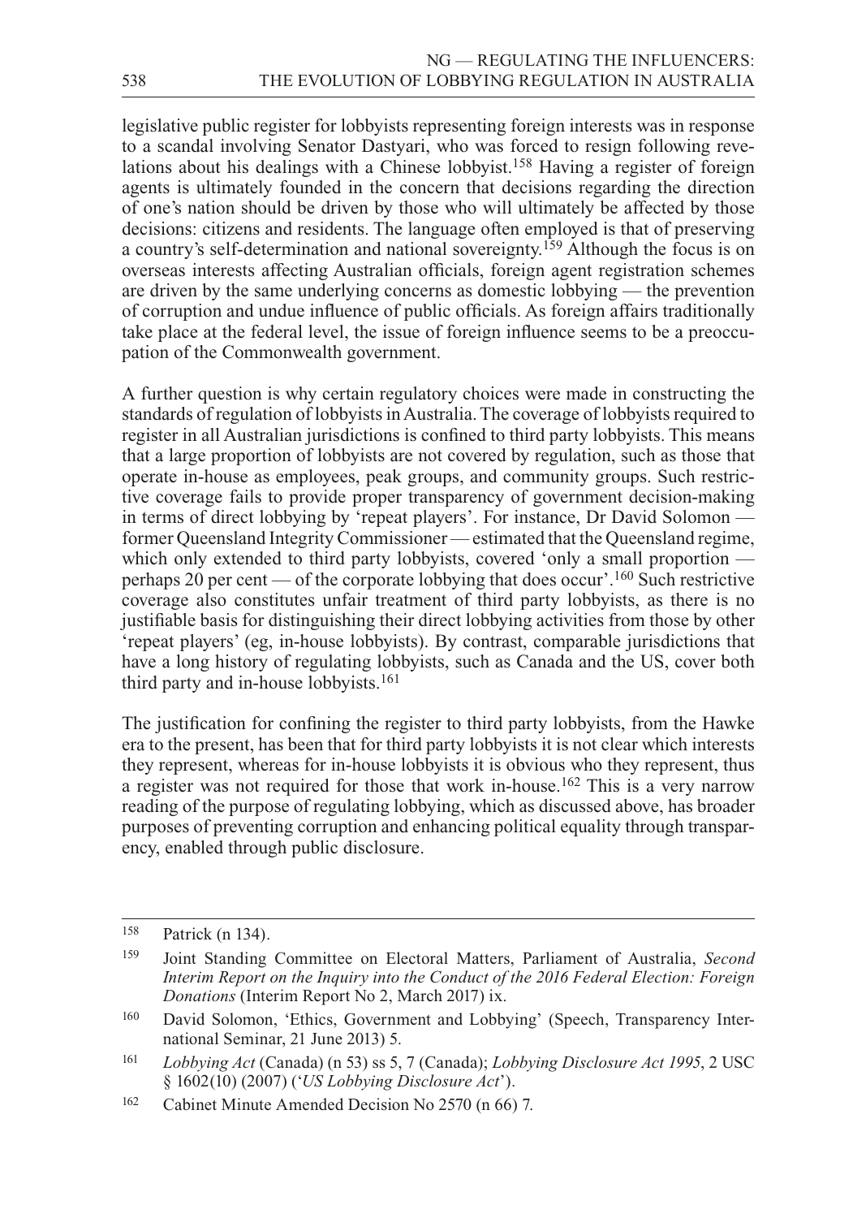legislative public register for lobbyists representing foreign interests was in response to a scandal involving Senator Dastyari, who was forced to resign following revelations about his dealings with a Chinese lobbyist.[158] Having a register of foreign agents is ultimately founded in the concern that decisions regarding the direction of one's nation should be driven by those who will ultimately be affected by those decisions: citizens and residents. The language often employed is that of preserving a country's self-determination and national sovereignty.[159] Although the focus is on overseas interests affecting Australian officials, foreign agent registration schemes are driven by the same underlying concerns as domestic lobbying — the prevention of corruption and undue influence of public officials. As foreign affairs traditionally take place at the federal level, the issue of foreign influence seems to be a preoccupation of the Commonwealth government.

A further question is why certain regulatory choices were made in constructing the standards of regulation of lobbyists in Australia. The coverage of lobbyists required to register in all Australian jurisdictions is confined to third party lobbyists. This means that a large proportion of lobbyists are not covered by regulation, such as those that operate in-house as employees, peak groups, and community groups. Such restrictive coverage fails to provide proper transparency of government decision-making in terms of direct lobbying by 'repeat players'. For instance, Dr David Solomon — former Queensland Integrity Commissioner — estimated that the Queensland regime, which only extended to third party lobbyists, covered 'only a small proportion — perhaps 20 per cent — of the corporate lobbying that does occur'.[160] Such restrictive coverage also constitutes unfair treatment of third party lobbyists, as there is no justifiable basis for distinguishing their direct lobbying activities from those by other 'repeat players' (eg, in-house lobbyists). By contrast, comparable jurisdictions that have a long history of regulating lobbyists, such as Canada and the US, cover both third party and in-house lobbyists.[161]

The justification for confining the register to third party lobbyists, from the Hawke era to the present, has been that for third party lobbyists it is not clear which interests they represent, whereas for in-house lobbyists it is obvious who they represent, thus a register was not required for those that work in-house.[162] This is a very narrow reading of the purpose of regulating lobbying, which as discussed above, has broader purposes of preventing corruption and enhancing political equality through transparency, enabled through public disclosure.

---

[158] Patrick (n 134).

[159] Joint Standing Committee on Electoral Matters, Parliament of Australia, *Second Interim Report on the Inquiry into the Conduct of the 2016 Federal Election: Foreign Donations* (Interim Report No 2, March 2017) ix.

[160] David Solomon, 'Ethics, Government and Lobbying' (Speech, Transparency International Seminar, 21 June 2013) 5.

[161] *Lobbying Act* (Canada) (n 53) ss 5, 7 (Canada); *Lobbying Disclosure Act 1995*, 2 USC § 1602(10) (2007) ('*US Lobbying Disclosure Act*').

[162] Cabinet Minute Amended Decision No 2570 (n 66) 7.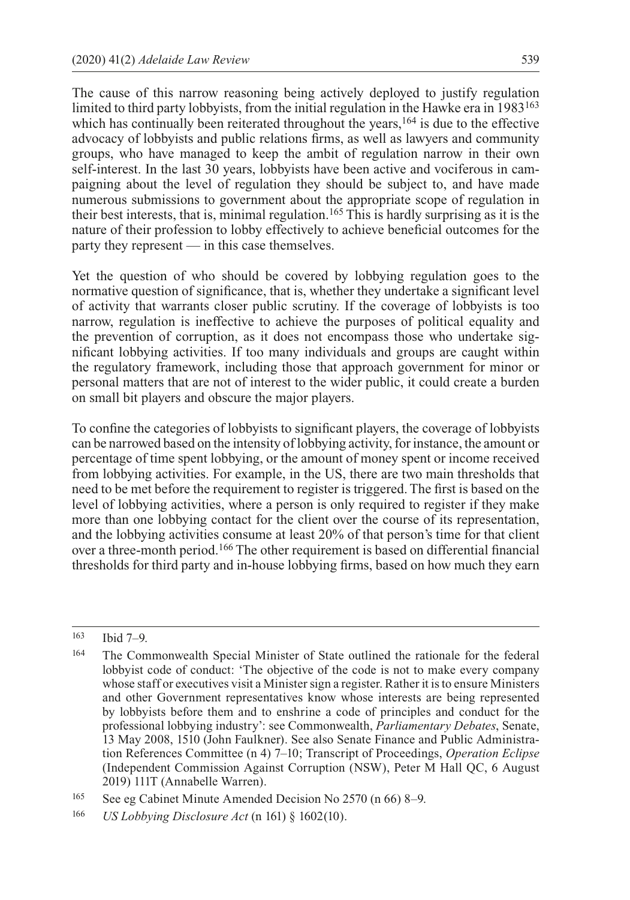The cause of this narrow reasoning being actively deployed to justify regulation limited to third party lobbyists, from the initial regulation in the Hawke era in 1983[163] which has continually been reiterated throughout the years,[164] is due to the effective advocacy of lobbyists and public relations firms, as well as lawyers and community groups, who have managed to keep the ambit of regulation narrow in their own self-interest. In the last 30 years, lobbyists have been active and vociferous in campaigning about the level of regulation they should be subject to, and have made numerous submissions to government about the appropriate scope of regulation in their best interests, that is, minimal regulation.[165] This is hardly surprising as it is the nature of their profession to lobby effectively to achieve beneficial outcomes for the party they represent — in this case themselves.

Yet the question of who should be covered by lobbying regulation goes to the normative question of significance, that is, whether they undertake a significant level of activity that warrants closer public scrutiny. If the coverage of lobbyists is too narrow, regulation is ineffective to achieve the purposes of political equality and the prevention of corruption, as it does not encompass those who undertake significant lobbying activities. If too many individuals and groups are caught within the regulatory framework, including those that approach government for minor or personal matters that are not of interest to the wider public, it could create a burden on small bit players and obscure the major players.

To confine the categories of lobbyists to significant players, the coverage of lobbyists can be narrowed based on the intensity of lobbying activity, for instance, the amount or percentage of time spent lobbying, or the amount of money spent or income received from lobbying activities. For example, in the US, there are two main thresholds that need to be met before the requirement to register is triggered. The first is based on the level of lobbying activities, where a person is only required to register if they make more than one lobbying contact for the client over the course of its representation, and the lobbying activities consume at least 20% of that person's time for that client over a three-month period.[166] The other requirement is based on differential financial thresholds for third party and in-house lobbying firms, based on how much they earn

---

[163] Ibid 7–9.

[164] The Commonwealth Special Minister of State outlined the rationale for the federal lobbyist code of conduct: 'The objective of the code is not to make every company whose staff or executives visit a Minister sign a register. Rather it is to ensure Ministers and other Government representatives know whose interests are being represented by lobbyists before them and to enshrine a code of principles and conduct for the professional lobbying industry': see Commonwealth, *Parliamentary Debates*, Senate, 13 May 2008, 1510 (John Faulkner). See also Senate Finance and Public Administration References Committee (n 4) 7–10; Transcript of Proceedings, *Operation Eclipse* (Independent Commission Against Corruption (NSW), Peter M Hall QC, 6 August 2019) 111T (Annabelle Warren).

[165] See eg Cabinet Minute Amended Decision No 2570 (n 66) 8–9.

[166] *US Lobbying Disclosure Act* (n 161) § 1602(10).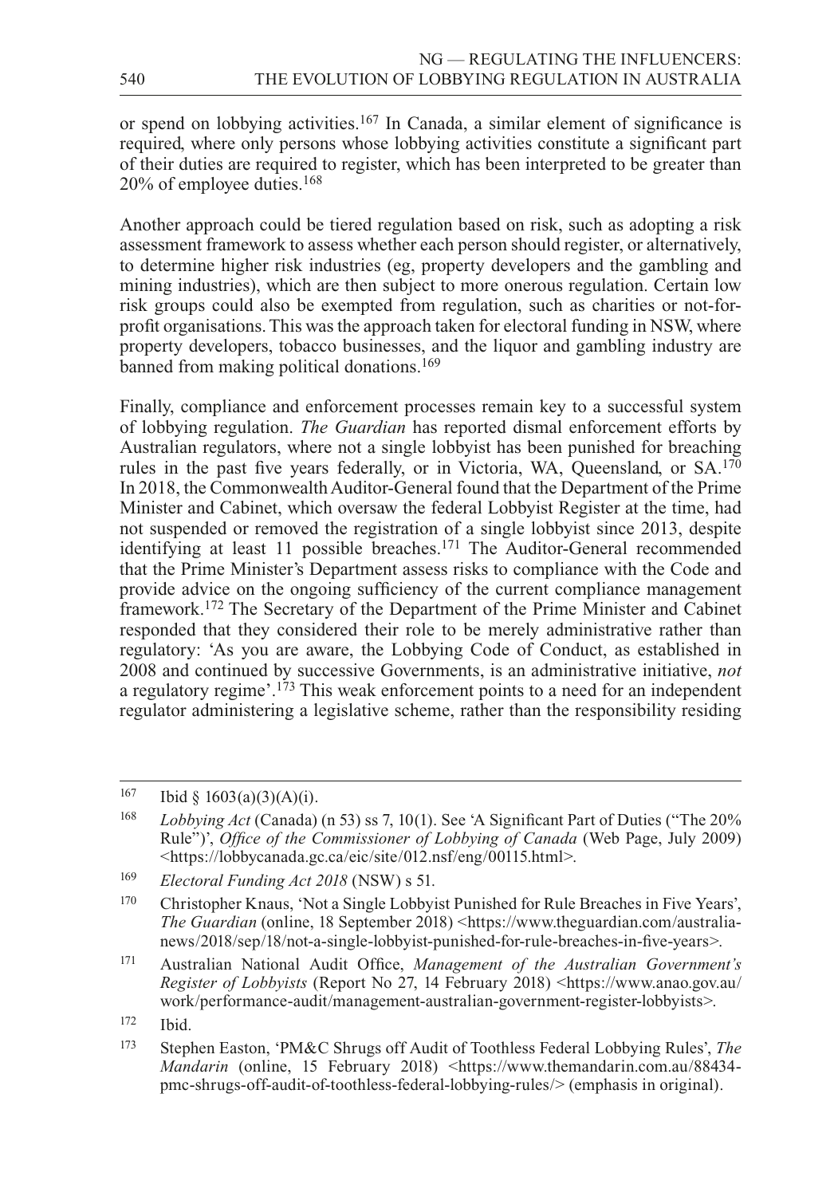or spend on lobbying activities.[167] In Canada, a similar element of significance is required, where only persons whose lobbying activities constitute a significant part of their duties are required to register, which has been interpreted to be greater than 20% of employee duties.[168]

Another approach could be tiered regulation based on risk, such as adopting a risk assessment framework to assess whether each person should register, or alternatively, to determine higher risk industries (eg, property developers and the gambling and mining industries), which are then subject to more onerous regulation. Certain low risk groups could also be exempted from regulation, such as charities or not-for-profit organisations. This was the approach taken for electoral funding in NSW, where property developers, tobacco businesses, and the liquor and gambling industry are banned from making political donations.[169]

Finally, compliance and enforcement processes remain key to a successful system of lobbying regulation. *The Guardian* has reported dismal enforcement efforts by Australian regulators, where not a single lobbyist has been punished for breaching rules in the past five years federally, or in Victoria, WA, Queensland, or SA.[170] In 2018, the Commonwealth Auditor-General found that the Department of the Prime Minister and Cabinet, which oversaw the federal Lobbyist Register at the time, had not suspended or removed the registration of a single lobbyist since 2013, despite identifying at least 11 possible breaches.[171] The Auditor-General recommended that the Prime Minister's Department assess risks to compliance with the Code and provide advice on the ongoing sufficiency of the current compliance management framework.[172] The Secretary of the Department of the Prime Minister and Cabinet responded that they considered their role to be merely administrative rather than regulatory: 'As you are aware, the Lobbying Code of Conduct, as established in 2008 and continued by successive Governments, is an administrative initiative, *not* a regulatory regime'.[173] This weak enforcement points to a need for an independent regulator administering a legislative scheme, rather than the responsibility residing

---

167 Ibid § 1603(a)(3)(A)(i).

168 *Lobbying Act* (Canada) (n 53) ss 7, 10(1). See 'A Significant Part of Duties ("The 20% Rule")', *Office of the Commissioner of Lobbying of Canada* (Web Page, July 2009) <https://lobbycanada.gc.ca/eic/site/012.nsf/eng/00115.html>.

169 *Electoral Funding Act 2018* (NSW) s 51.

170 Christopher Knaus, 'Not a Single Lobbyist Punished for Rule Breaches in Five Years', *The Guardian* (online, 18 September 2018) <https://www.theguardian.com/australia-news/2018/sep/18/not-a-single-lobbyist-punished-for-rule-breaches-in-five-years>.

171 Australian National Audit Office, *Management of the Australian Government's Register of Lobbyists* (Report No 27, 14 February 2018) <https://www.anao.gov.au/work/performance-audit/management-australian-government-register-lobbyists>.

172 Ibid.

173 Stephen Easton, 'PM&C Shrugs off Audit of Toothless Federal Lobbying Rules', *The Mandarin* (online, 15 February 2018) <https://www.themandarin.com.au/88434-pmc-shrugs-off-audit-of-toothless-federal-lobbying-rules/> (emphasis in original).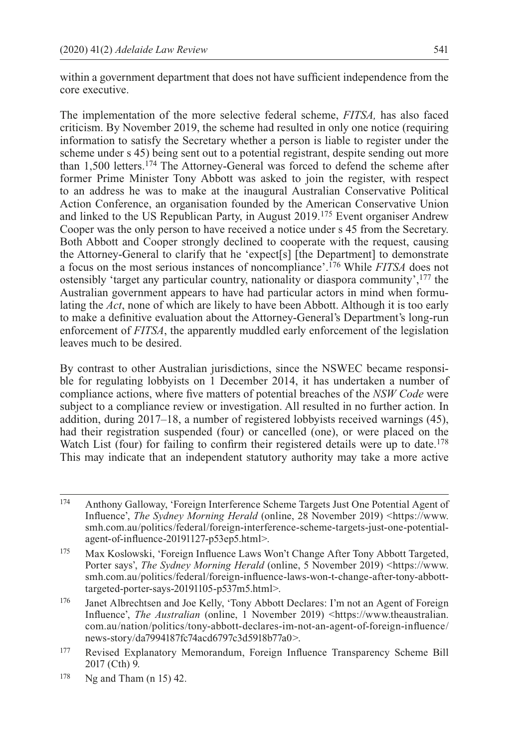within a government department that does not have sufficient independence from the core executive.

The implementation of the more selective federal scheme, *FITSA,* has also faced criticism. By November 2019, the scheme had resulted in only one notice (requiring information to satisfy the Secretary whether a person is liable to register under the scheme under s 45) being sent out to a potential registrant, despite sending out more than 1,500 letters.[174] The Attorney-General was forced to defend the scheme after former Prime Minister Tony Abbott was asked to join the register, with respect to an address he was to make at the inaugural Australian Conservative Political Action Conference, an organisation founded by the American Conservative Union and linked to the US Republican Party, in August 2019.[175] Event organiser Andrew Cooper was the only person to have received a notice under s 45 from the Secretary. Both Abbott and Cooper strongly declined to cooperate with the request, causing the Attorney-General to clarify that he 'expect[s] [the Department] to demonstrate a focus on the most serious instances of noncompliance'.[176] While *FITSA* does not ostensibly 'target any particular country, nationality or diaspora community',[177] the Australian government appears to have had particular actors in mind when formulating the *Act*, none of which are likely to have been Abbott. Although it is too early to make a definitive evaluation about the Attorney-General's Department's long-run enforcement of *FITSA*, the apparently muddled early enforcement of the legislation leaves much to be desired.

By contrast to other Australian jurisdictions, since the NSWEC became responsible for regulating lobbyists on 1 December 2014, it has undertaken a number of compliance actions, where five matters of potential breaches of the *NSW Code* were subject to a compliance review or investigation. All resulted in no further action. In addition, during 2017–18, a number of registered lobbyists received warnings (45), had their registration suspended (four) or cancelled (one), or were placed on the Watch List (four) for failing to confirm their registered details were up to date.[178] This may indicate that an independent statutory authority may take a more active

---

[174] Anthony Galloway, 'Foreign Interference Scheme Targets Just One Potential Agent of Influence', *The Sydney Morning Herald* (online, 28 November 2019) <https://www.smh.com.au/politics/federal/foreign-interference-scheme-targets-just-one-potential-agent-of-influence-20191127-p53ep5.html>.

[175] Max Koslowski, 'Foreign Influence Laws Won't Change After Tony Abbott Targeted, Porter says', *The Sydney Morning Herald* (online, 5 November 2019) <https://www.smh.com.au/politics/federal/foreign-influence-laws-won-t-change-after-tony-abbott-targeted-porter-says-20191105-p537m5.html>.

[176] Janet Albrechtsen and Joe Kelly, 'Tony Abbott Declares: I'm not an Agent of Foreign Influence', *The Australian* (online, 1 November 2019) <https://www.theaustralian.com.au/nation/politics/tony-abbott-declares-im-not-an-agent-of-foreign-influence/news-story/da7994187fc74acd6797c3d5918b77a0>.

[177] Revised Explanatory Memorandum, Foreign Influence Transparency Scheme Bill 2017 (Cth) 9.

[178] Ng and Tham (n 15) 42.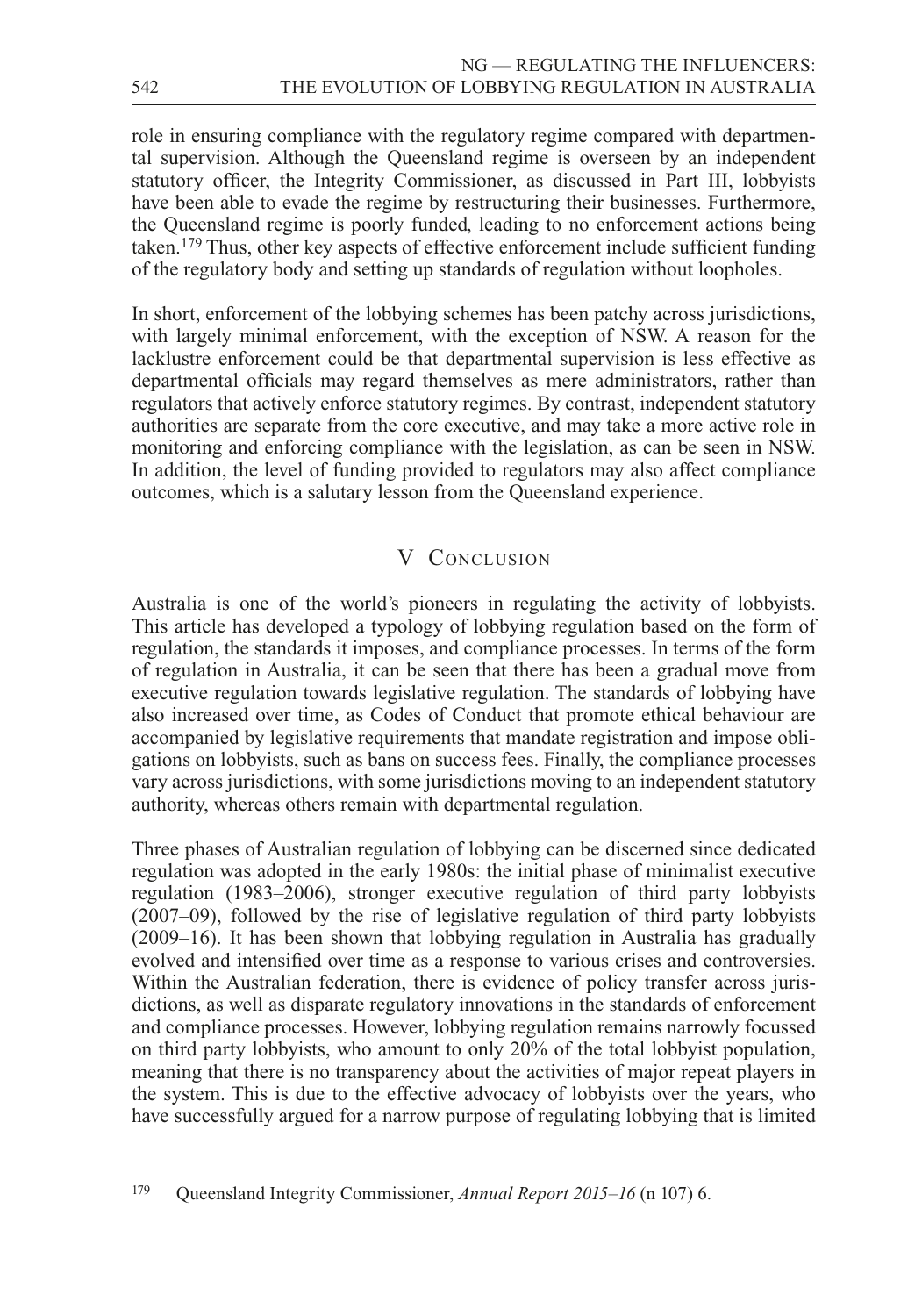role in ensuring compliance with the regulatory regime compared with departmental supervision. Although the Queensland regime is overseen by an independent statutory officer, the Integrity Commissioner, as discussed in Part III, lobbyists have been able to evade the regime by restructuring their businesses. Furthermore, the Queensland regime is poorly funded, leading to no enforcement actions being taken.[179] Thus, other key aspects of effective enforcement include sufficient funding of the regulatory body and setting up standards of regulation without loopholes.

In short, enforcement of the lobbying schemes has been patchy across jurisdictions, with largely minimal enforcement, with the exception of NSW. A reason for the lacklustre enforcement could be that departmental supervision is less effective as departmental officials may regard themselves as mere administrators, rather than regulators that actively enforce statutory regimes. By contrast, independent statutory authorities are separate from the core executive, and may take a more active role in monitoring and enforcing compliance with the legislation, as can be seen in NSW. In addition, the level of funding provided to regulators may also affect compliance outcomes, which is a salutary lesson from the Queensland experience.

## V Conclusion

Australia is one of the world's pioneers in regulating the activity of lobbyists. This article has developed a typology of lobbying regulation based on the form of regulation, the standards it imposes, and compliance processes. In terms of the form of regulation in Australia, it can be seen that there has been a gradual move from executive regulation towards legislative regulation. The standards of lobbying have also increased over time, as Codes of Conduct that promote ethical behaviour are accompanied by legislative requirements that mandate registration and impose obligations on lobbyists, such as bans on success fees. Finally, the compliance processes vary across jurisdictions, with some jurisdictions moving to an independent statutory authority, whereas others remain with departmental regulation.

Three phases of Australian regulation of lobbying can be discerned since dedicated regulation was adopted in the early 1980s: the initial phase of minimalist executive regulation (1983–2006), stronger executive regulation of third party lobbyists (2007–09), followed by the rise of legislative regulation of third party lobbyists (2009–16). It has been shown that lobbying regulation in Australia has gradually evolved and intensified over time as a response to various crises and controversies. Within the Australian federation, there is evidence of policy transfer across jurisdictions, as well as disparate regulatory innovations in the standards of enforcement and compliance processes. However, lobbying regulation remains narrowly focussed on third party lobbyists, who amount to only 20% of the total lobbyist population, meaning that there is no transparency about the activities of major repeat players in the system. This is due to the effective advocacy of lobbyists over the years, who have successfully argued for a narrow purpose of regulating lobbying that is limited

[179] Queensland Integrity Commissioner, *Annual Report 2015–16* (n 107) 6.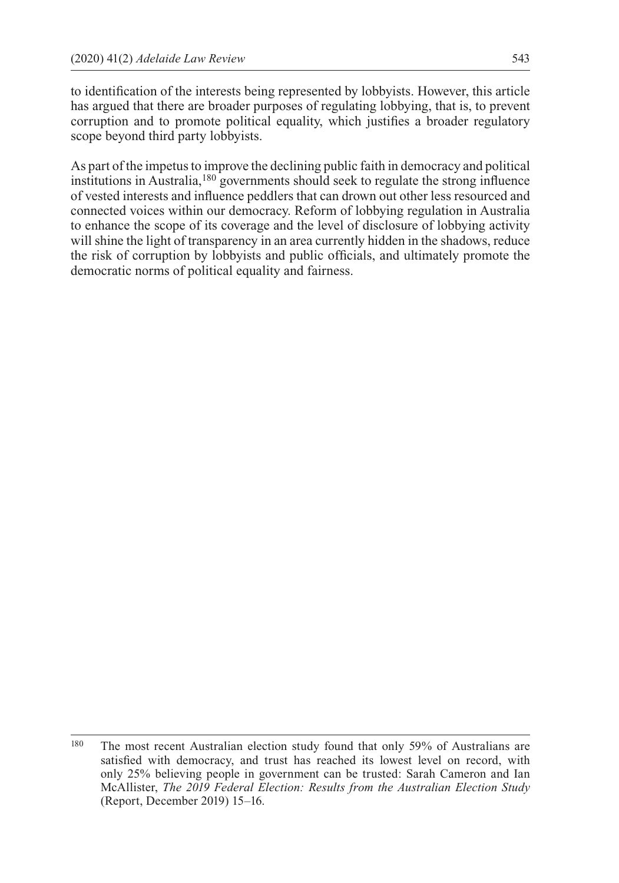to identification of the interests being represented by lobbyists. However, this article has argued that there are broader purposes of regulating lobbying, that is, to prevent corruption and to promote political equality, which justifies a broader regulatory scope beyond third party lobbyists.

As part of the impetus to improve the declining public faith in democracy and political institutions in Australia,[180] governments should seek to regulate the strong influence of vested interests and influence peddlers that can drown out other less resourced and connected voices within our democracy. Reform of lobbying regulation in Australia to enhance the scope of its coverage and the level of disclosure of lobbying activity will shine the light of transparency in an area currently hidden in the shadows, reduce the risk of corruption by lobbyists and public officials, and ultimately promote the democratic norms of political equality and fairness.

---

[180] The most recent Australian election study found that only 59% of Australians are satisfied with democracy, and trust has reached its lowest level on record, with only 25% believing people in government can be trusted: Sarah Cameron and Ian McAllister, *The 2019 Federal Election: Results from the Australian Election Study* (Report, December 2019) 15–16.